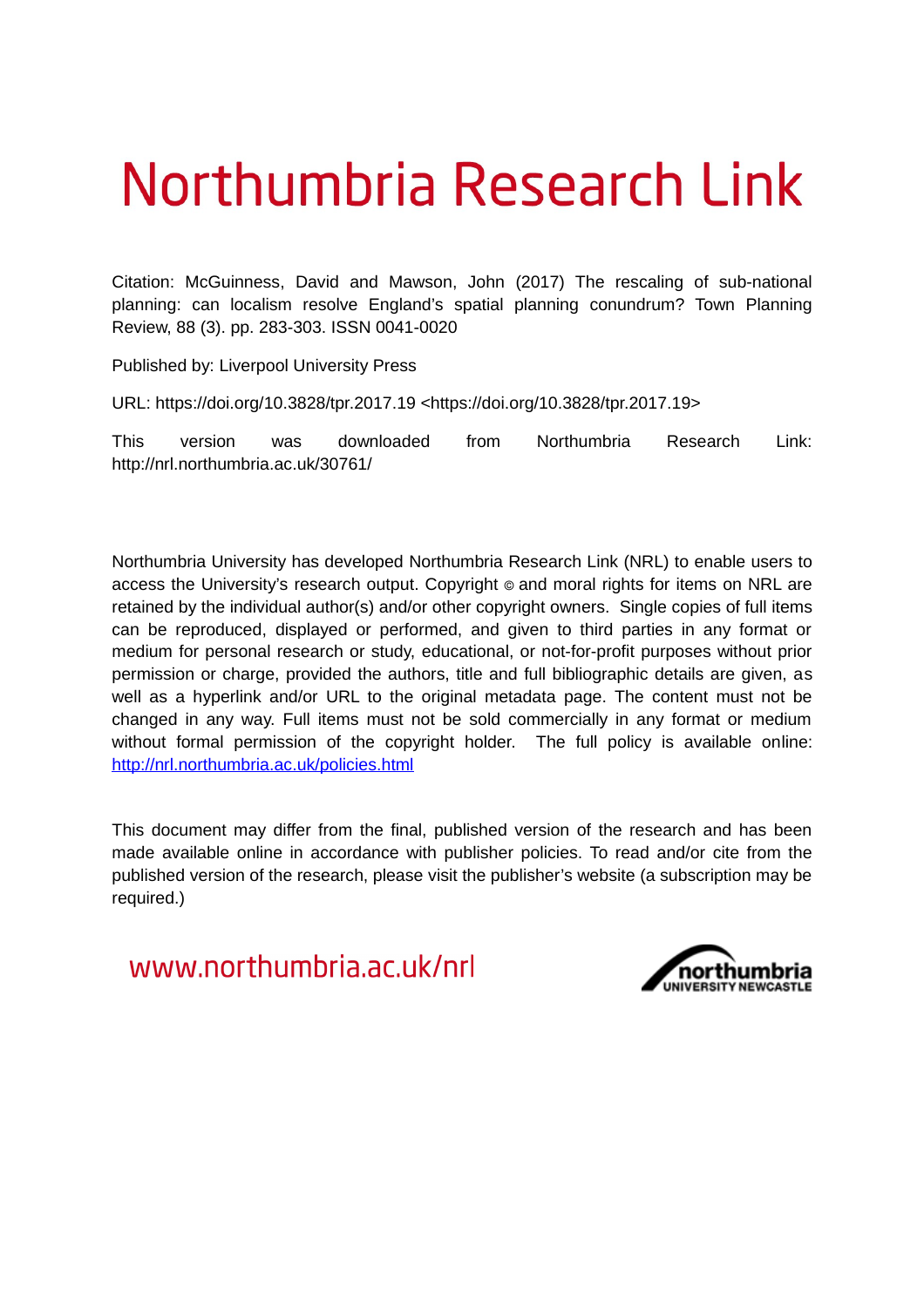# Northumbria Research Link

Citation: McGuinness, David and Mawson, John (2017) The rescaling of sub-national planning: can localism resolve England's spatial planning conundrum? Town Planning Review, 88 (3). pp. 283-303. ISSN 0041-0020

Published by: Liverpool University Press

URL: https://doi.org/10.3828/tpr.2017.19 <https://doi.org/10.3828/tpr.2017.19>

This version was downloaded from Northumbria Research Link: http://nrl.northumbria.ac.uk/30761/

Northumbria University has developed Northumbria Research Link (NRL) to enable users to access the University's research output. Copyright © and moral rights for items on NRL are retained by the individual author(s) and/or other copyright owners. Single copies of full items can be reproduced, displayed or performed, and given to third parties in any format or medium for personal research or study, educational, or not-for-profit purposes without prior permission or charge, provided the authors, title and full bibliographic details are given, as well as a hyperlink and/or URL to the original metadata page. The content must not be changed in any way. Full items must not be sold commercially in any format or medium without formal permission of the copyright holder. The full policy is available online: http://nrl.northumbria.ac.uk/policies.html

This document may differ from the final, published version of the research and has been made available online in accordance with publisher policies. To read and/or cite from the published version of the research, please visit the publisher's website (a subscription may be required.)

www.northumbria.ac.uk/nrl

northumbria UNIVERSITY NEWCASTLE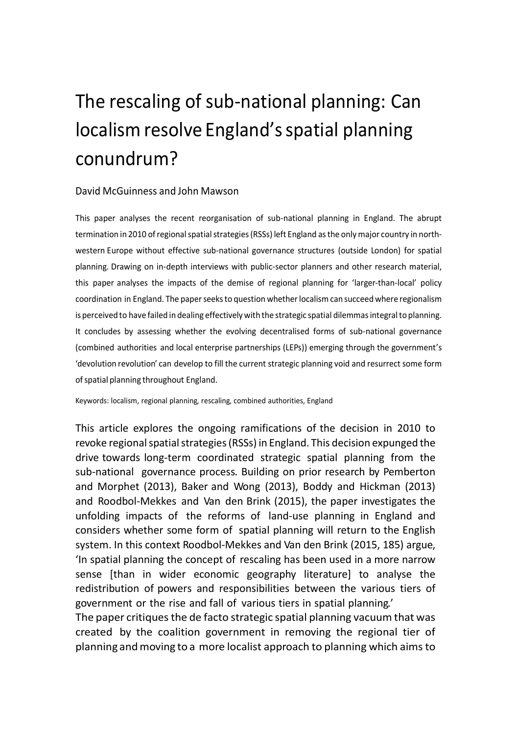# The rescaling of sub-national planning: Can localism resolve England's spatial planning conundrum?

David McGuinness and John Mawson

This paper analyses the recent reorganisation of sub-national planning in England. The abrupt termination in 2010 of regional spatial strategies (RSSs) left England as the only major country in north-western Europe without effective sub-national governance structures (outside London) for spatial planning. Drawing on in-depth interviews with public-sector planners and other research material, this paper analyses the impacts of the demise of regional planning for 'larger-than-local' policy coordination in England. The paper seeks to question whether localism can succeed where regionalism is perceived to have failed in dealing effectively with the strategic spatial dilemmas integral to planning. It concludes by assessing whether the evolving decentralised forms of sub-national governance (combined authorities and local enterprise partnerships (LEPs)) emerging through the government's 'devolution revolution' can develop to fill the current strategic planning void and resurrect some form of spatial planning throughout England.

Keywords: localism, regional planning, rescaling, combined authorities, England

This article explores the ongoing ramifications of the decision in 2010 to revoke regional spatial strategies (RSSs) in England. This decision expunged the drive towards long-term coordinated strategic spatial planning from the sub-national governance process. Building on prior research by Pemberton and Morphet (2013), Baker and Wong (2013), Boddy and Hickman (2013) and Roodbol-Mekkes and Van den Brink (2015), the paper investigates the unfolding impacts of the reforms of land-use planning in England and considers whether some form of spatial planning will return to the English system. In this context Roodbol-Mekkes and Van den Brink (2015, 185) argue, 'In spatial planning the concept of rescaling has been used in a more narrow sense [than in wider economic geography literature] to analyse the redistribution of powers and responsibilities between the various tiers of government or the rise and fall of various tiers in spatial planning.'

The paper critiques the de facto strategic spatial planning vacuum that was created by the coalition government in removing the regional tier of planning and moving to a more localist approach to planning which aims to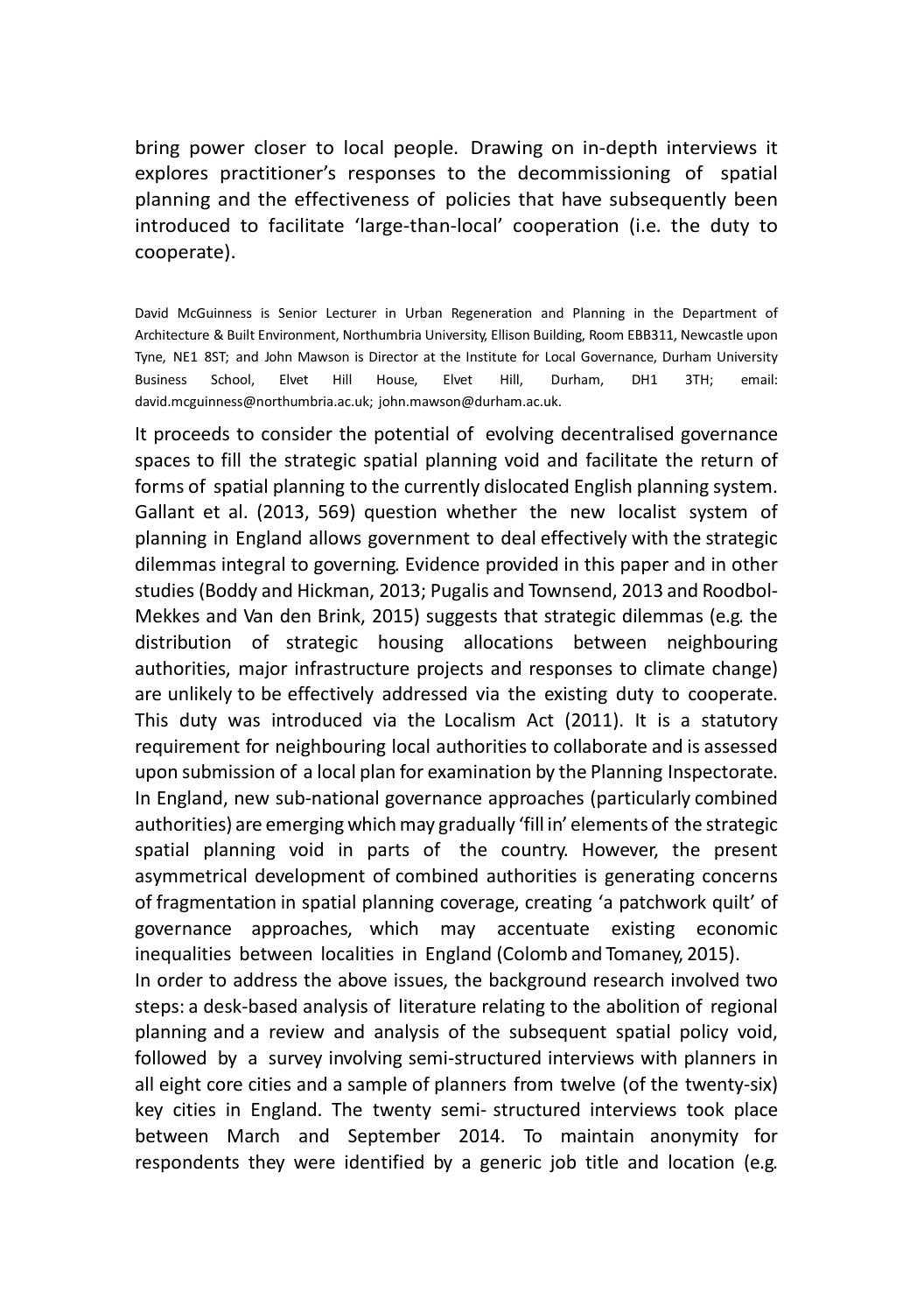bring power closer to local people. Drawing on in-depth interviews it explores practitioner's responses to the decommissioning of spatial planning and the effectiveness of policies that have subsequently been introduced to facilitate 'large-than-local' cooperation (i.e. the duty to cooperate).

David McGuinness is Senior Lecturer in Urban Regeneration and Planning in the Department of Architecture & Built Environment, Northumbria University, Ellison Building, Room EBB311, Newcastle upon Tyne, NE1 8ST; and John Mawson is Director at the Institute for Local Governance, Durham University Business School, Elvet Hill House, Elvet Hill, Durham, DH1 3TH; email: david.mcguinness@northumbria.ac.uk; john.mawson@durham.ac.uk.

It proceeds to consider the potential of evolving decentralised governance spaces to fill the strategic spatial planning void and facilitate the return of forms of spatial planning to the currently dislocated English planning system. Gallant et al. (2013, 569) question whether the new localist system of planning in England allows government to deal effectively with the strategic dilemmas integral to governing. Evidence provided in this paper and in other studies (Boddy and Hickman, 2013; Pugalis and Townsend, 2013 and Roodbol-Mekkes and Van den Brink, 2015) suggests that strategic dilemmas (e.g. the distribution of strategic housing allocations between neighbouring authorities, major infrastructure projects and responses to climate change) are unlikely to be effectively addressed via the existing duty to cooperate. This duty was introduced via the Localism Act (2011). It is a statutory requirement for neighbouring local authorities to collaborate and is assessed upon submission of a local plan for examination by the Planning Inspectorate. In England, new sub-national governance approaches (particularly combined authorities) are emerging which may gradually 'fill in' elements of the strategic spatial planning void in parts of the country. However, the present asymmetrical development of combined authorities is generating concerns of fragmentation in spatial planning coverage, creating 'a patchwork quilt' of governance approaches, which may accentuate existing economic inequalities between localities in England (Colomb and Tomaney, 2015).

In order to address the above issues, the background research involved two steps: a desk-based analysis of literature relating to the abolition of regional planning and a review and analysis of the subsequent spatial policy void, followed by a survey involving semi-structured interviews with planners in all eight core cities and a sample of planners from twelve (of the twenty-six) key cities in England. The twenty semi- structured interviews took place between March and September 2014. To maintain anonymity for respondents they were identified by a generic job title and location (e.g.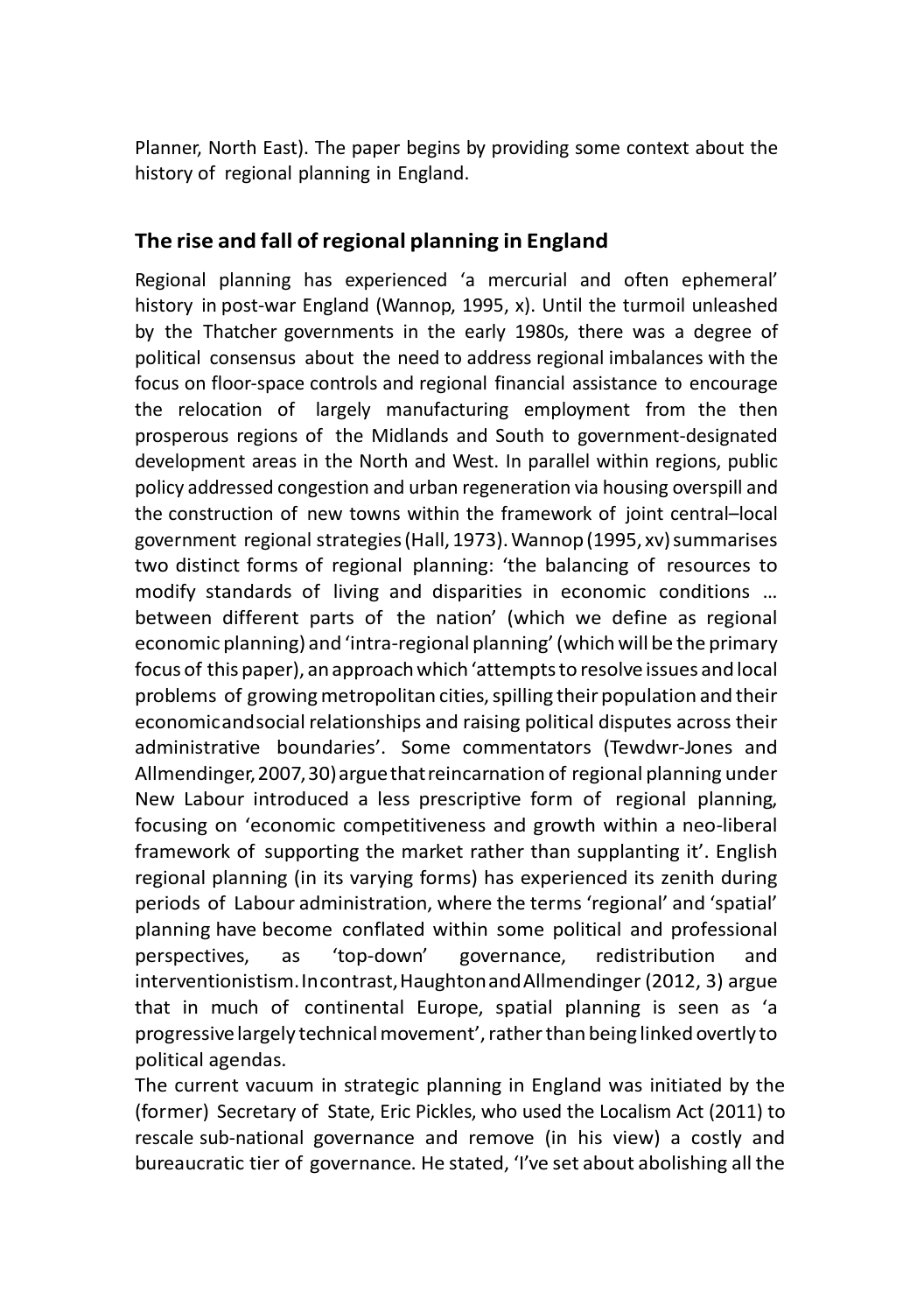Planner, North East). The paper begins by providing some context about the history of regional planning in England.

## The rise and fall of regional planning in England

Regional planning has experienced 'a mercurial and often ephemeral' history in post-war England (Wannop, 1995, x). Until the turmoil unleashed by the Thatcher governments in the early 1980s, there was a degree of political consensus about the need to address regional imbalances with the focus on floor-space controls and regional financial assistance to encourage the relocation of largely manufacturing employment from the then prosperous regions of the Midlands and South to government-designated development areas in the North and West. In parallel within regions, public policy addressed congestion and urban regeneration via housing overspill and the construction of new towns within the framework of joint central–local government regional strategies (Hall, 1973). Wannop (1995, xv) summarises two distinct forms of regional planning: 'the balancing of resources to modify standards of living and disparities in economic conditions … between different parts of the nation' (which we define as regional economic planning) and 'intra-regional planning' (which will be the primary focus of this paper), an approach which 'attempts to resolve issues and local problems of growing metropolitan cities, spilling their population and their economic and social relationships and raising political disputes across their administrative boundaries'. Some commentators (Tewdwr-Jones and Allmendinger, 2007, 30) argue that reincarnation of regional planning under New Labour introduced a less prescriptive form of regional planning, focusing on 'economic competitiveness and growth within a neo-liberal framework of supporting the market rather than supplanting it'. English regional planning (in its varying forms) has experienced its zenith during periods of Labour administration, where the terms 'regional' and 'spatial' planning have become conflated within some political and professional perspectives, as 'top-down' governance, redistribution and interventionistism. In contrast, Haughton and Allmendinger (2012, 3) argue that in much of continental Europe, spatial planning is seen as 'a progressive largely technical movement', rather than being linked overtly to political agendas.

The current vacuum in strategic planning in England was initiated by the (former) Secretary of State, Eric Pickles, who used the Localism Act (2011) to rescale sub-national governance and remove (in his view) a costly and bureaucratic tier of governance. He stated, 'I've set about abolishing all the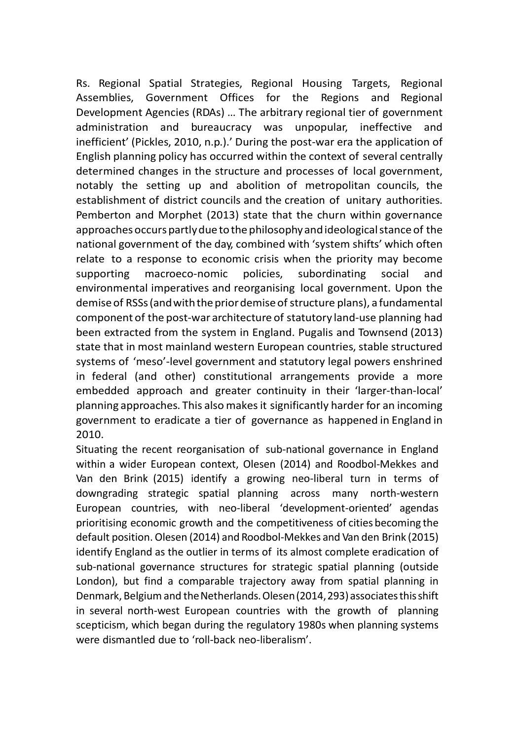Rs. Regional Spatial Strategies, Regional Housing Targets, Regional Assemblies, Government Offices for the Regions and Regional Development Agencies (RDAs) … The arbitrary regional tier of government administration and bureaucracy was unpopular, ineffective and inefficient' (Pickles, 2010, n.p.).' During the post-war era the application of English planning policy has occurred within the context of several centrally determined changes in the structure and processes of local government, notably the setting up and abolition of metropolitan councils, the establishment of district councils and the creation of unitary authorities. Pemberton and Morphet (2013) state that the churn within governance approaches occurs partly due to the philosophy and ideological stance of the national government of the day, combined with 'system shifts' which often relate to a response to economic crisis when the priority may become supporting macroeco-nomic policies, subordinating social and environmental imperatives and reorganising local government. Upon the demise of RSSs (and with the prior demise of structure plans), a fundamental component of the post-war architecture of statutory land-use planning had been extracted from the system in England. Pugalis and Townsend (2013) state that in most mainland western European countries, stable structured systems of 'meso'-level government and statutory legal powers enshrined in federal (and other) constitutional arrangements provide a more embedded approach and greater continuity in their 'larger-than-local' planning approaches. This also makes it significantly harder for an incoming government to eradicate a tier of governance as happened in England in 2010.

Situating the recent reorganisation of sub-national governance in England within a wider European context, Olesen (2014) and Roodbol-Mekkes and Van den Brink (2015) identify a growing neo-liberal turn in terms of downgrading strategic spatial planning across many north-western European countries, with neo-liberal 'development-oriented' agendas prioritising economic growth and the competitiveness of cities becoming the default position. Olesen (2014) and Roodbol-Mekkes and Van den Brink (2015) identify England as the outlier in terms of its almost complete eradication of sub-national governance structures for strategic spatial planning (outside London), but find a comparable trajectory away from spatial planning in Denmark, Belgium and the Netherlands. Olesen (2014, 293) associates this shift in several north-west European countries with the growth of planning scepticism, which began during the regulatory 1980s when planning systems were dismantled due to 'roll-back neo-liberalism'.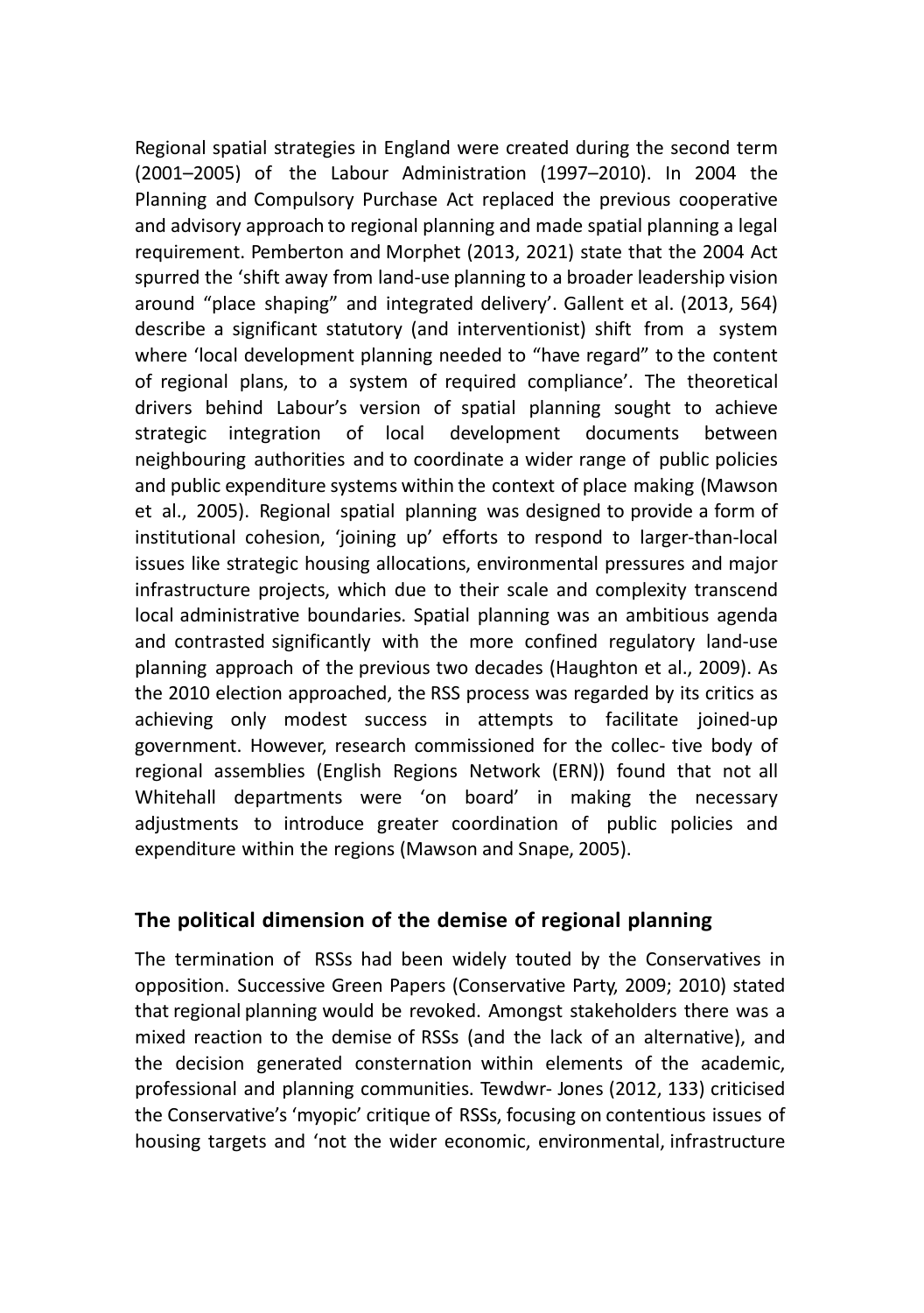Regional spatial strategies in England were created during the second term (2001–2005) of the Labour Administration (1997–2010). In 2004 the Planning and Compulsory Purchase Act replaced the previous cooperative and advisory approach to regional planning and made spatial planning a legal requirement. Pemberton and Morphet (2013, 2021) state that the 2004 Act spurred the 'shift away from land-use planning to a broader leadership vision around "place shaping" and integrated delivery'. Gallent et al. (2013, 564) describe a significant statutory (and interventionist) shift from a system where 'local development planning needed to "have regard" to the content of regional plans, to a system of required compliance'. The theoretical drivers behind Labour's version of spatial planning sought to achieve strategic integration of local development documents between neighbouring authorities and to coordinate a wider range of public policies and public expenditure systems within the context of place making (Mawson et al., 2005). Regional spatial planning was designed to provide a form of institutional cohesion, 'joining up' efforts to respond to larger-than-local issues like strategic housing allocations, environmental pressures and major infrastructure projects, which due to their scale and complexity transcend local administrative boundaries. Spatial planning was an ambitious agenda and contrasted significantly with the more confined regulatory land-use planning approach of the previous two decades (Haughton et al., 2009). As the 2010 election approached, the RSS process was regarded by its critics as achieving only modest success in attempts to facilitate joined-up government. However, research commissioned for the collec- tive body of regional assemblies (English Regions Network (ERN)) found that not all Whitehall departments were 'on board' in making the necessary adjustments to introduce greater coordination of public policies and expenditure within the regions (Mawson and Snape, 2005).

## The political dimension of the demise of regional planning

The termination of RSSs had been widely touted by the Conservatives in opposition. Successive Green Papers (Conservative Party, 2009; 2010) stated that regional planning would be revoked. Amongst stakeholders there was a mixed reaction to the demise of RSSs (and the lack of an alternative), and the decision generated consternation within elements of the academic, professional and planning communities. Tewdwr- Jones (2012, 133) criticised the Conservative's 'myopic' critique of RSSs, focusing on contentious issues of housing targets and 'not the wider economic, environmental, infrastructure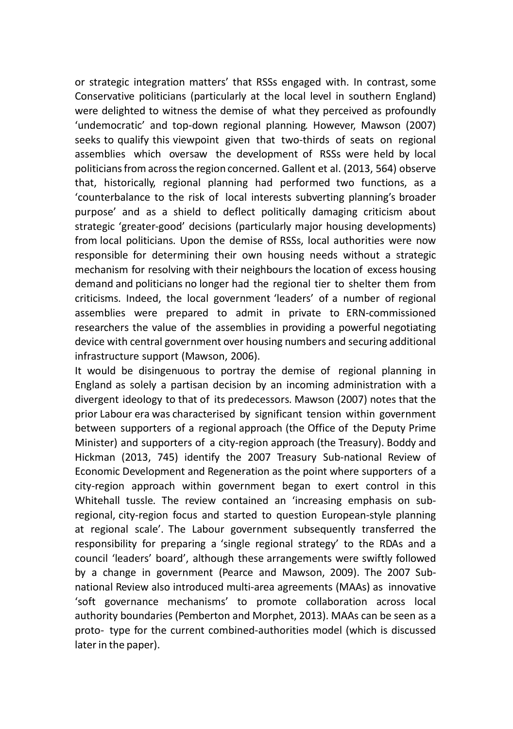or strategic integration matters' that RSSs engaged with. In contrast, some Conservative politicians (particularly at the local level in southern England) were delighted to witness the demise of what they perceived as profoundly 'undemocratic' and top-down regional planning. However, Mawson (2007) seeks to qualify this viewpoint given that two-thirds of seats on regional assemblies which oversaw the development of RSSs were held by local politicians from across the region concerned. Gallent et al. (2013, 564) observe that, historically, regional planning had performed two functions, as a 'counterbalance to the risk of local interests subverting planning's broader purpose' and as a shield to deflect politically damaging criticism about strategic 'greater-good' decisions (particularly major housing developments) from local politicians. Upon the demise of RSSs, local authorities were now responsible for determining their own housing needs without a strategic mechanism for resolving with their neighbours the location of excess housing demand and politicians no longer had the regional tier to shelter them from criticisms. Indeed, the local government 'leaders' of a number of regional assemblies were prepared to admit in private to ERN-commissioned researchers the value of the assemblies in providing a powerful negotiating device with central government over housing numbers and securing additional infrastructure support (Mawson, 2006).

It would be disingenuous to portray the demise of regional planning in England as solely a partisan decision by an incoming administration with a divergent ideology to that of its predecessors. Mawson (2007) notes that the prior Labour era was characterised by significant tension within government between supporters of a regional approach (the Office of the Deputy Prime Minister) and supporters of a city-region approach (the Treasury). Boddy and Hickman (2013, 745) identify the 2007 Treasury Sub-national Review of Economic Development and Regeneration as the point where supporters of a city-region approach within government began to exert control in this Whitehall tussle. The review contained an 'increasing emphasis on sub-regional, city-region focus and started to question European-style planning at regional scale'. The Labour government subsequently transferred the responsibility for preparing a 'single regional strategy' to the RDAs and a council 'leaders' board', although these arrangements were swiftly followed by a change in government (Pearce and Mawson, 2009). The 2007 Sub-national Review also introduced multi-area agreements (MAAs) as innovative 'soft governance mechanisms' to promote collaboration across local authority boundaries (Pemberton and Morphet, 2013). MAAs can be seen as a proto- type for the current combined-authorities model (which is discussed later in the paper).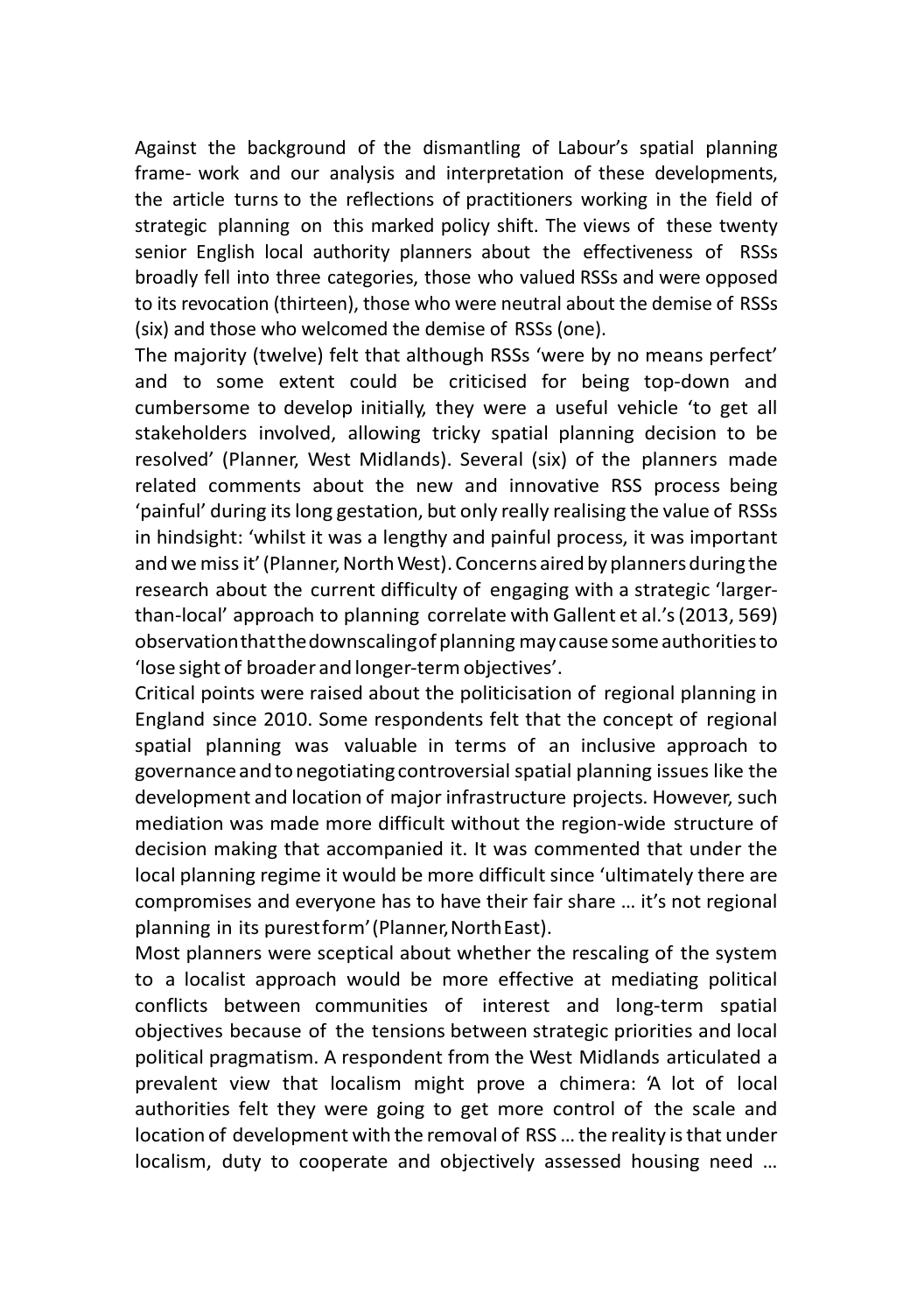Against the background of the dismantling of Labour's spatial planning frame- work and our analysis and interpretation of these developments, the article turns to the reflections of practitioners working in the field of strategic planning on this marked policy shift. The views of these twenty senior English local authority planners about the effectiveness of RSSs broadly fell into three categories, those who valued RSSs and were opposed to its revocation (thirteen), those who were neutral about the demise of RSSs (six) and those who welcomed the demise of RSSs (one).

The majority (twelve) felt that although RSSs 'were by no means perfect' and to some extent could be criticised for being top-down and cumbersome to develop initially, they were a useful vehicle 'to get all stakeholders involved, allowing tricky spatial planning decision to be resolved' (Planner, West Midlands). Several (six) of the planners made related comments about the new and innovative RSS process being 'painful' during its long gestation, but only really realising the value of RSSs in hindsight: 'whilst it was a lengthy and painful process, it was important and we miss it' (Planner, North West). Concerns aired by planners during the research about the current difficulty of engaging with a strategic 'larger-than-local' approach to planning correlate with Gallent et al.'s (2013, 569) observation that the downscaling of planning may cause some authorities to 'lose sight of broader and longer-term objectives'.

Critical points were raised about the politicisation of regional planning in England since 2010. Some respondents felt that the concept of regional spatial planning was valuable in terms of an inclusive approach to governance and to negotiating controversial spatial planning issues like the development and location of major infrastructure projects. However, such mediation was made more difficult without the region-wide structure of decision making that accompanied it. It was commented that under the local planning regime it would be more difficult since 'ultimately there are compromises and everyone has to have their fair share … it's not regional planning in its purest form' (Planner, North East).

Most planners were sceptical about whether the rescaling of the system to a localist approach would be more effective at mediating political conflicts between communities of interest and long-term spatial objectives because of the tensions between strategic priorities and local political pragmatism. A respondent from the West Midlands articulated a prevalent view that localism might prove a chimera: 'A lot of local authorities felt they were going to get more control of the scale and location of development with the removal of RSS … the reality is that under localism, duty to cooperate and objectively assessed housing need …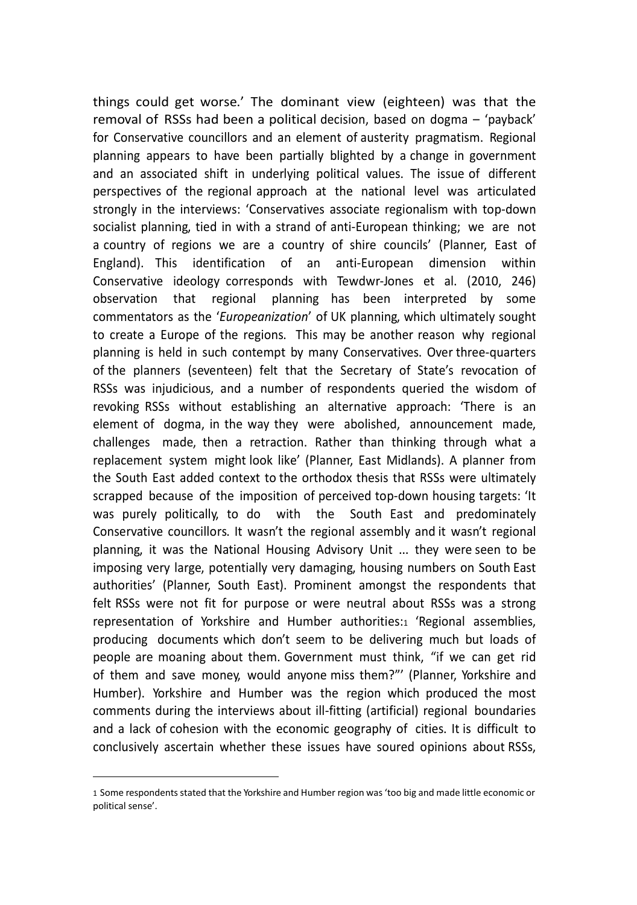things could get worse.' The dominant view (eighteen) was that the removal of RSSs had been a political decision, based on dogma – 'payback' for Conservative councillors and an element of austerity pragmatism. Regional planning appears to have been partially blighted by a change in government and an associated shift in underlying political values. The issue of different perspectives of the regional approach at the national level was articulated strongly in the interviews: 'Conservatives associate regionalism with top-down socialist planning, tied in with a strand of anti-European thinking; we are not a country of regions we are a country of shire councils' (Planner, East of England). This identification of an anti-European dimension within Conservative ideology corresponds with Tewdwr-Jones et al. (2010, 246) observation that regional planning has been interpreted by some commentators as the '*Europeanization*' of UK planning, which ultimately sought to create a Europe of the regions. This may be another reason why regional planning is held in such contempt by many Conservatives. Over three-quarters of the planners (seventeen) felt that the Secretary of State's revocation of RSSs was injudicious, and a number of respondents queried the wisdom of revoking RSSs without establishing an alternative approach: 'There is an element of dogma, in the way they were abolished, announcement made, challenges made, then a retraction. Rather than thinking through what a replacement system might look like' (Planner, East Midlands). A planner from the South East added context to the orthodox thesis that RSSs were ultimately scrapped because of the imposition of perceived top-down housing targets: 'It was purely politically, to do with the South East and predominately Conservative councillors. It wasn't the regional assembly and it wasn't regional planning, it was the National Housing Advisory Unit ... they were seen to be imposing very large, potentially very damaging, housing numbers on South East authorities' (Planner, South East). Prominent amongst the respondents that felt RSSs were not fit for purpose or were neutral about RSSs was a strong representation of Yorkshire and Humber authorities:[1] 'Regional assemblies, producing documents which don't seem to be delivering much but loads of people are moaning about them. Government must think, "if we can get rid of them and save money, would anyone miss them?"' (Planner, Yorkshire and Humber). Yorkshire and Humber was the region which produced the most comments during the interviews about ill-fitting (artificial) regional boundaries and a lack of cohesion with the economic geography of cities. It is difficult to conclusively ascertain whether these issues have soured opinions about RSSs,

[1] Some respondents stated that the Yorkshire and Humber region was 'too big and made little economic or political sense'.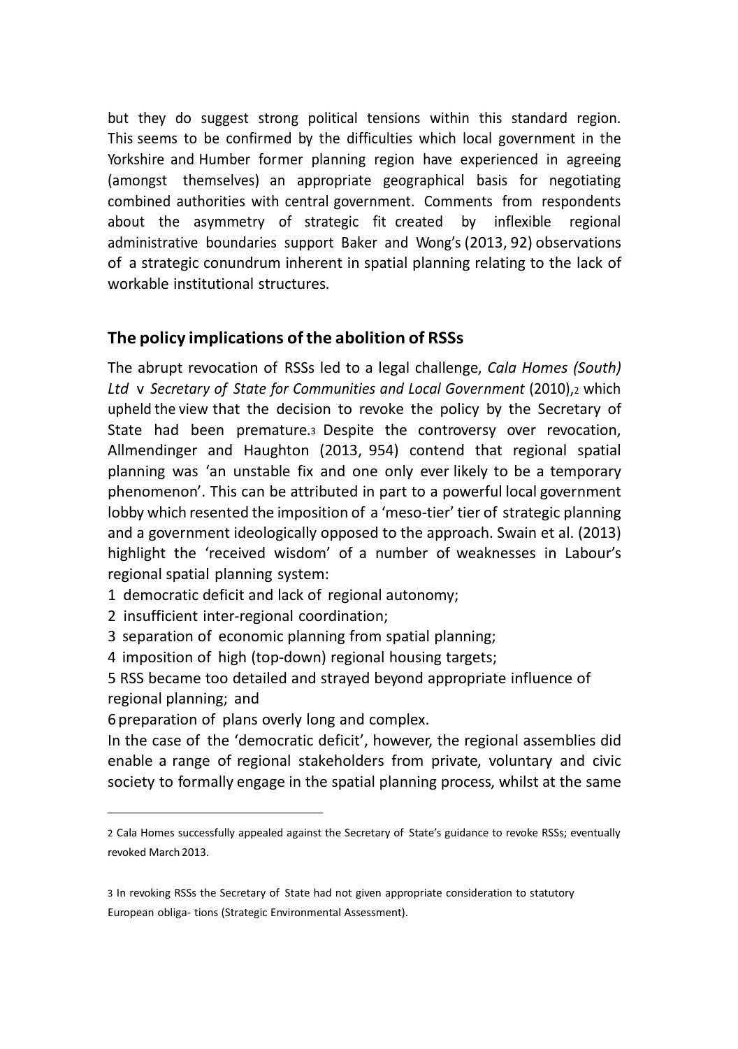but they do suggest strong political tensions within this standard region. This seems to be confirmed by the difficulties which local government in the Yorkshire and Humber former planning region have experienced in agreeing (amongst themselves) an appropriate geographical basis for negotiating combined authorities with central government. Comments from respondents about the asymmetry of strategic fit created by inflexible regional administrative boundaries support Baker and Wong's (2013, 92) observations of a strategic conundrum inherent in spatial planning relating to the lack of workable institutional structures.

## The policy implications of the abolition of RSSs

The abrupt revocation of RSSs led to a legal challenge, *Cala Homes (South) Ltd* v *Secretary of State for Communities and Local Government* (2010),[2] which upheld the view that the decision to revoke the policy by the Secretary of State had been premature.[3] Despite the controversy over revocation, Allmendinger and Haughton (2013, 954) contend that regional spatial planning was 'an unstable fix and one only ever likely to be a temporary phenomenon'. This can be attributed in part to a powerful local government lobby which resented the imposition of a 'meso-tier' tier of strategic planning and a government ideologically opposed to the approach. Swain et al. (2013) highlight the 'received wisdom' of a number of weaknesses in Labour's regional spatial planning system:

1 democratic deficit and lack of regional autonomy;
2 insufficient inter-regional coordination;
3 separation of economic planning from spatial planning;
4 imposition of high (top-down) regional housing targets;
5 RSS became too detailed and strayed beyond appropriate influence of regional planning; and
6 preparation of plans overly long and complex.

In the case of the 'democratic deficit', however, the regional assemblies did enable a range of regional stakeholders from private, voluntary and civic society to formally engage in the spatial planning process, whilst at the same

---

2 Cala Homes successfully appealed against the Secretary of State's guidance to revoke RSSs; eventually revoked March 2013.

3 In revoking RSSs the Secretary of State had not given appropriate consideration to statutory European obliga- tions (Strategic Environmental Assessment).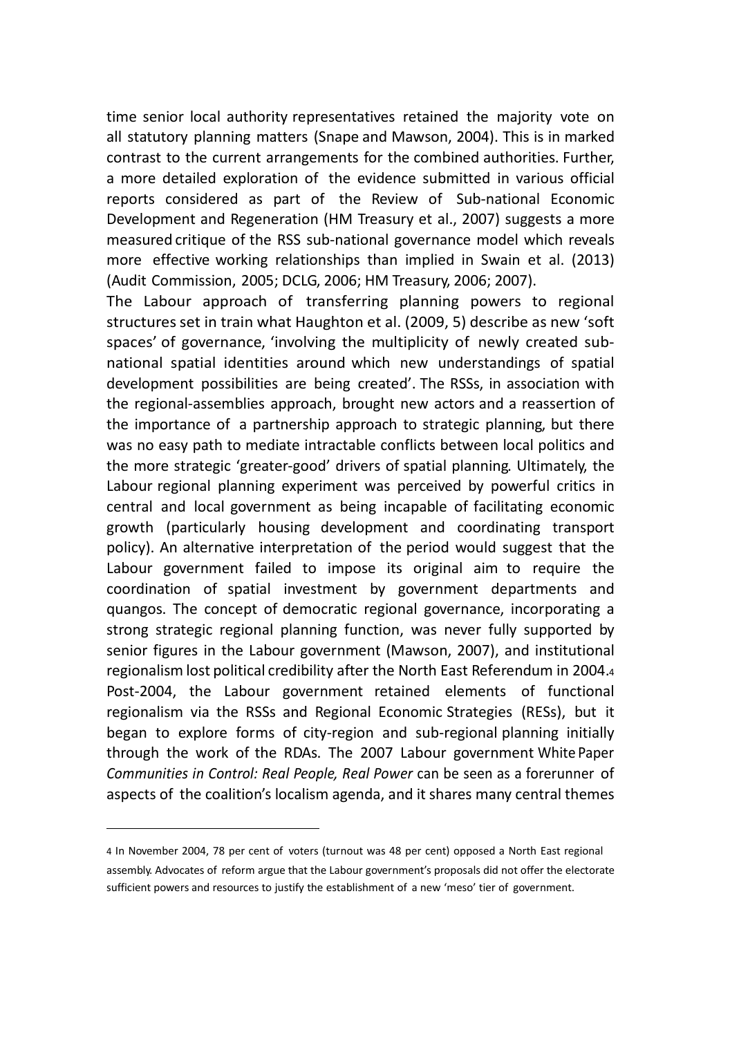time senior local authority representatives retained the majority vote on all statutory planning matters (Snape and Mawson, 2004). This is in marked contrast to the current arrangements for the combined authorities. Further, a more detailed exploration of the evidence submitted in various official reports considered as part of the Review of Sub-national Economic Development and Regeneration (HM Treasury et al., 2007) suggests a more measured critique of the RSS sub-national governance model which reveals more effective working relationships than implied in Swain et al. (2013) (Audit Commission, 2005; DCLG, 2006; HM Treasury, 2006; 2007).

The Labour approach of transferring planning powers to regional structures set in train what Haughton et al. (2009, 5) describe as new 'soft spaces' of governance, 'involving the multiplicity of newly created sub-national spatial identities around which new understandings of spatial development possibilities are being created'. The RSSs, in association with the regional-assemblies approach, brought new actors and a reassertion of the importance of a partnership approach to strategic planning, but there was no easy path to mediate intractable conflicts between local politics and the more strategic 'greater-good' drivers of spatial planning. Ultimately, the Labour regional planning experiment was perceived by powerful critics in central and local government as being incapable of facilitating economic growth (particularly housing development and coordinating transport policy). An alternative interpretation of the period would suggest that the Labour government failed to impose its original aim to require the coordination of spatial investment by government departments and quangos. The concept of democratic regional governance, incorporating a strong strategic regional planning function, was never fully supported by senior figures in the Labour government (Mawson, 2007), and institutional regionalism lost political credibility after the North East Referendum in 2004.[4] Post-2004, the Labour government retained elements of functional regionalism via the RSSs and Regional Economic Strategies (RESs), but it began to explore forms of city-region and sub-regional planning initially through the work of the RDAs. The 2007 Labour government White Paper *Communities in Control: Real People, Real Power* can be seen as a forerunner of aspects of the coalition's localism agenda, and it shares many central themes

---

4 In November 2004, 78 per cent of voters (turnout was 48 per cent) opposed a North East regional assembly. Advocates of reform argue that the Labour government's proposals did not offer the electorate sufficient powers and resources to justify the establishment of a new 'meso' tier of government.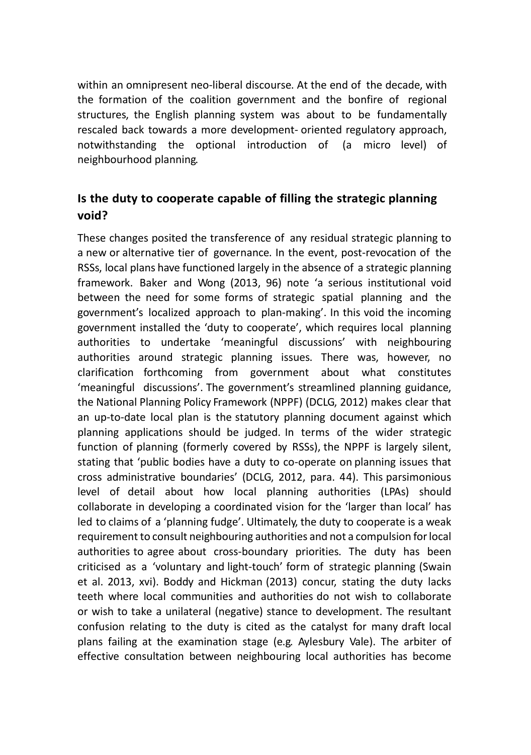within an omnipresent neo-liberal discourse. At the end of the decade, with the formation of the coalition government and the bonfire of regional structures, the English planning system was about to be fundamentally rescaled back towards a more development- oriented regulatory approach, notwithstanding the optional introduction of (a micro level) of neighbourhood planning.

## Is the duty to cooperate capable of filling the strategic planning void?

These changes posited the transference of any residual strategic planning to a new or alternative tier of governance. In the event, post-revocation of the RSSs, local plans have functioned largely in the absence of a strategic planning framework. Baker and Wong (2013, 96) note 'a serious institutional void between the need for some forms of strategic spatial planning and the government's localized approach to plan-making'. In this void the incoming government installed the 'duty to cooperate', which requires local planning authorities to undertake 'meaningful discussions' with neighbouring authorities around strategic planning issues. There was, however, no clarification forthcoming from government about what constitutes 'meaningful discussions'. The government's streamlined planning guidance, the National Planning Policy Framework (NPPF) (DCLG, 2012) makes clear that an up-to-date local plan is the statutory planning document against which planning applications should be judged. In terms of the wider strategic function of planning (formerly covered by RSSs), the NPPF is largely silent, stating that 'public bodies have a duty to co-operate on planning issues that cross administrative boundaries' (DCLG, 2012, para. 44). This parsimonious level of detail about how local planning authorities (LPAs) should collaborate in developing a coordinated vision for the 'larger than local' has led to claims of a 'planning fudge'. Ultimately, the duty to cooperate is a weak requirement to consult neighbouring authorities and not a compulsion for local authorities to agree about cross-boundary priorities. The duty has been criticised as a 'voluntary and light-touch' form of strategic planning (Swain et al. 2013, xvi). Boddy and Hickman (2013) concur, stating the duty lacks teeth where local communities and authorities do not wish to collaborate or wish to take a unilateral (negative) stance to development. The resultant confusion relating to the duty is cited as the catalyst for many draft local plans failing at the examination stage (e.g. Aylesbury Vale). The arbiter of effective consultation between neighbouring local authorities has become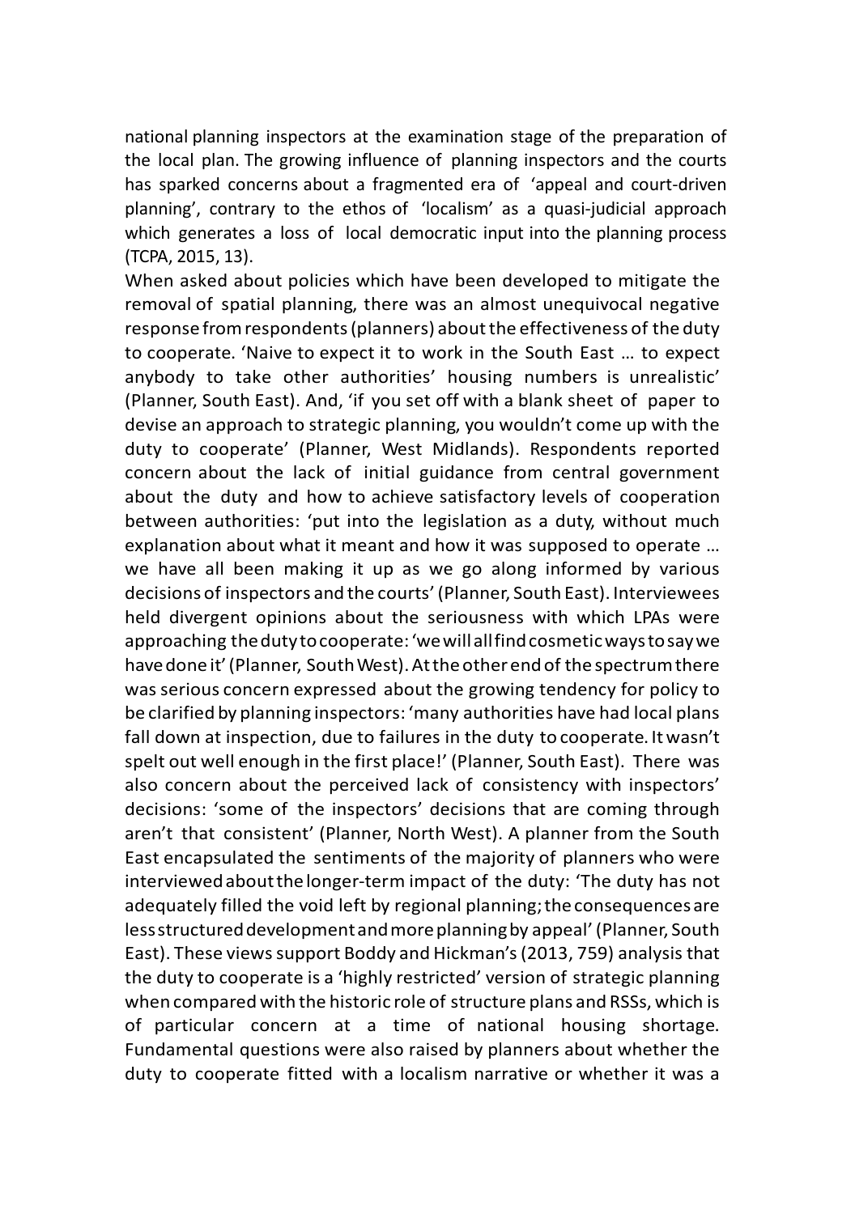national planning inspectors at the examination stage of the preparation of the local plan. The growing influence of planning inspectors and the courts has sparked concerns about a fragmented era of 'appeal and court-driven planning', contrary to the ethos of 'localism' as a quasi-judicial approach which generates a loss of local democratic input into the planning process (TCPA, 2015, 13).

When asked about policies which have been developed to mitigate the removal of spatial planning, there was an almost unequivocal negative response from respondents (planners) about the effectiveness of the duty to cooperate. 'Naive to expect it to work in the South East … to expect anybody to take other authorities' housing numbers is unrealistic' (Planner, South East). And, 'if you set off with a blank sheet of paper to devise an approach to strategic planning, you wouldn't come up with the duty to cooperate' (Planner, West Midlands). Respondents reported concern about the lack of initial guidance from central government about the duty and how to achieve satisfactory levels of cooperation between authorities: 'put into the legislation as a duty, without much explanation about what it meant and how it was supposed to operate … we have all been making it up as we go along informed by various decisions of inspectors and the courts' (Planner, South East). Interviewees held divergent opinions about the seriousness with which LPAs were approaching the duty to cooperate: 'we will all find cosmetic ways to say we have done it' (Planner, South West). At the other end of the spectrum there was serious concern expressed about the growing tendency for policy to be clarified by planning inspectors: 'many authorities have had local plans fall down at inspection, due to failures in the duty to cooperate. It wasn't spelt out well enough in the first place!' (Planner, South East). There was also concern about the perceived lack of consistency with inspectors' decisions: 'some of the inspectors' decisions that are coming through aren't that consistent' (Planner, North West). A planner from the South East encapsulated the sentiments of the majority of planners who were interviewed about the longer-term impact of the duty: 'The duty has not adequately filled the void left by regional planning; the consequences are less structured development and more planning by appeal' (Planner, South East). These views support Boddy and Hickman's (2013, 759) analysis that the duty to cooperate is a 'highly restricted' version of strategic planning when compared with the historic role of structure plans and RSSs, which is of particular concern at a time of national housing shortage. Fundamental questions were also raised by planners about whether the duty to cooperate fitted with a localism narrative or whether it was a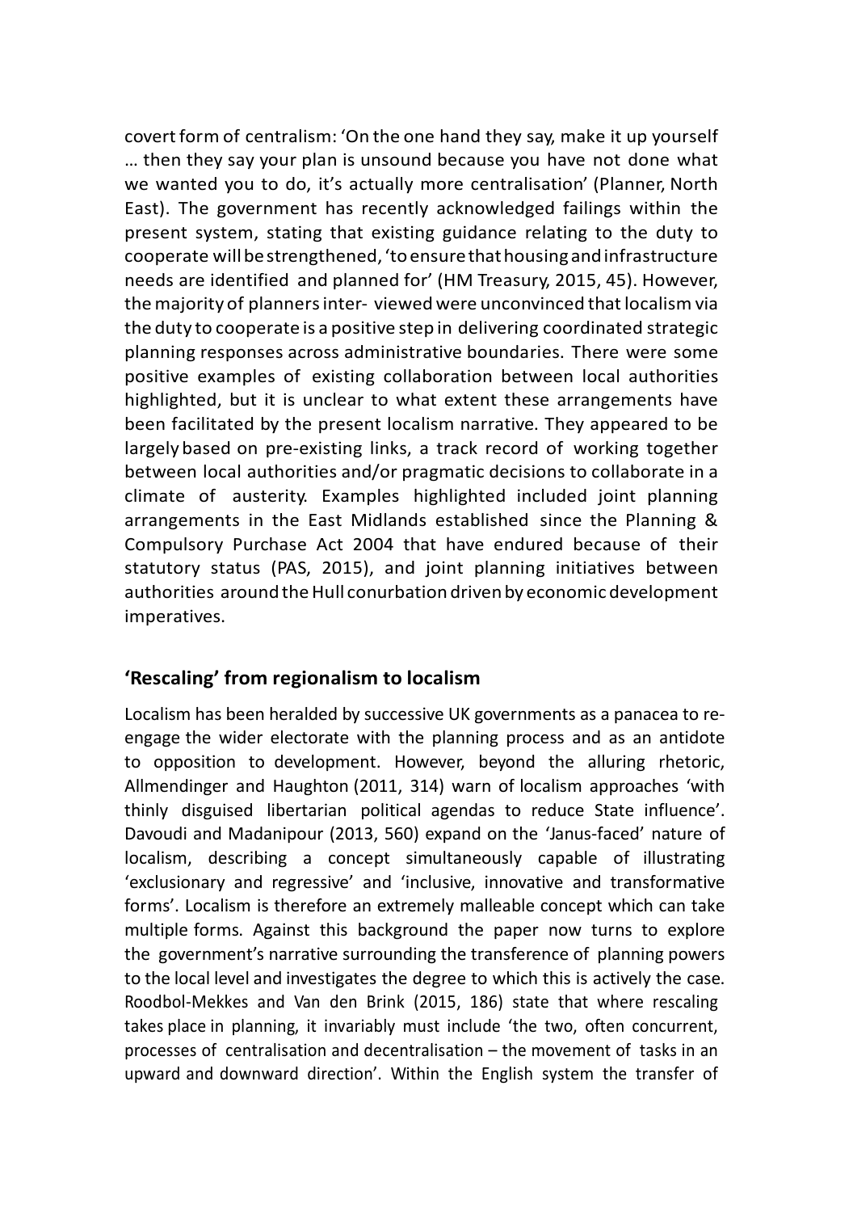covert form of centralism: 'On the one hand they say, make it up yourself … then they say your plan is unsound because you have not done what we wanted you to do, it's actually more centralisation' (Planner, North East). The government has recently acknowledged failings within the present system, stating that existing guidance relating to the duty to cooperate will be strengthened, 'to ensure that housing and infrastructure needs are identified and planned for' (HM Treasury, 2015, 45). However, the majority of planners inter- viewed were unconvinced that localism via the duty to cooperate is a positive step in delivering coordinated strategic planning responses across administrative boundaries. There were some positive examples of existing collaboration between local authorities highlighted, but it is unclear to what extent these arrangements have been facilitated by the present localism narrative. They appeared to be largely based on pre-existing links, a track record of working together between local authorities and/or pragmatic decisions to collaborate in a climate of austerity. Examples highlighted included joint planning arrangements in the East Midlands established since the Planning & Compulsory Purchase Act 2004 that have endured because of their statutory status (PAS, 2015), and joint planning initiatives between authorities around the Hull conurbation driven by economic development imperatives.

## 'Rescaling' from regionalism to localism

Localism has been heralded by successive UK governments as a panacea to re-engage the wider electorate with the planning process and as an antidote to opposition to development. However, beyond the alluring rhetoric, Allmendinger and Haughton (2011, 314) warn of localism approaches 'with thinly disguised libertarian political agendas to reduce State influence'. Davoudi and Madanipour (2013, 560) expand on the 'Janus-faced' nature of localism, describing a concept simultaneously capable of illustrating 'exclusionary and regressive' and 'inclusive, innovative and transformative forms'. Localism is therefore an extremely malleable concept which can take multiple forms. Against this background the paper now turns to explore the government's narrative surrounding the transference of planning powers to the local level and investigates the degree to which this is actively the case. Roodbol-Mekkes and Van den Brink (2015, 186) state that where rescaling takes place in planning, it invariably must include 'the two, often concurrent, processes of centralisation and decentralisation – the movement of tasks in an upward and downward direction'. Within the English system the transfer of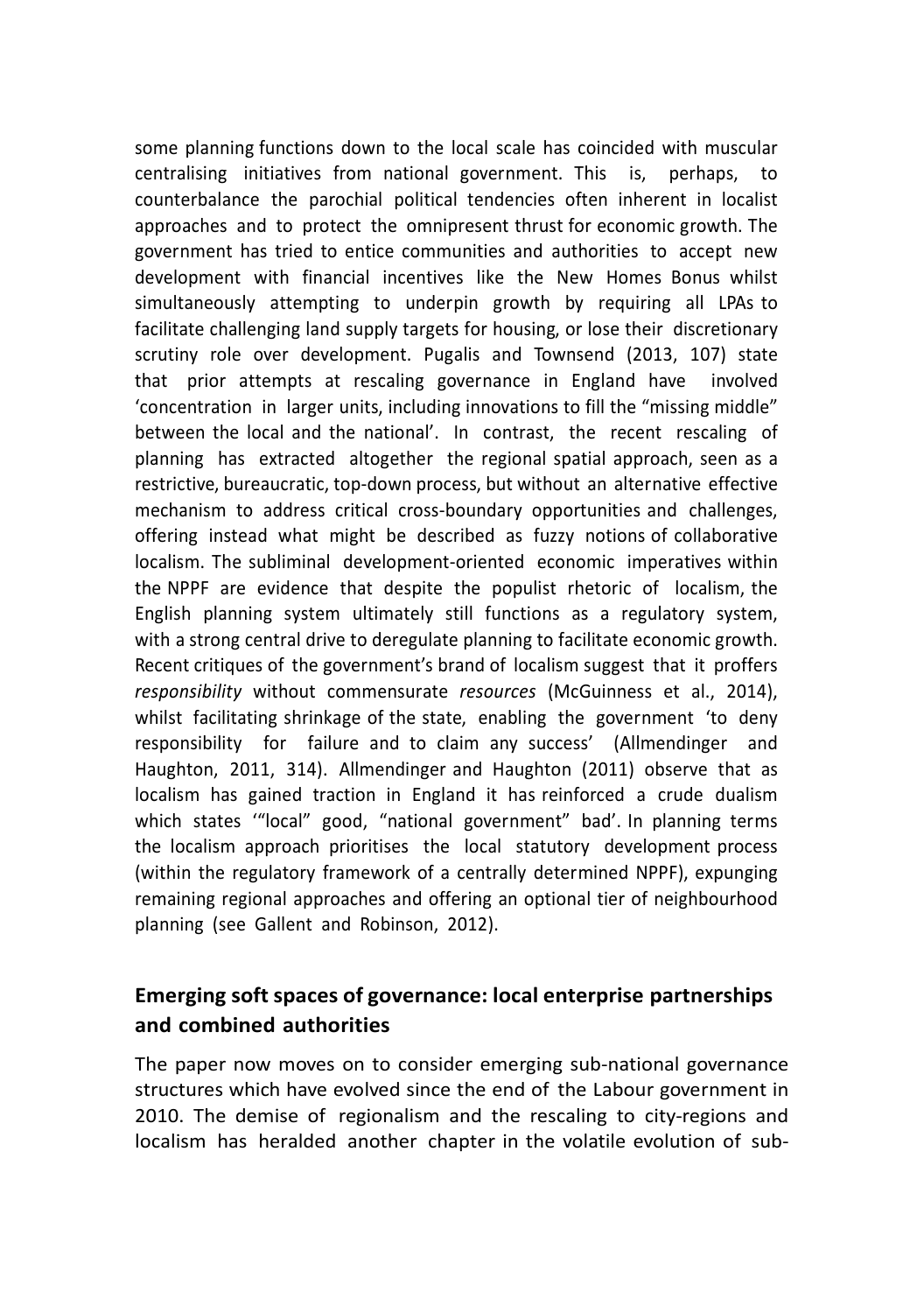some planning functions down to the local scale has coincided with muscular centralising initiatives from national government. This is, perhaps, to counterbalance the parochial political tendencies often inherent in localist approaches and to protect the omnipresent thrust for economic growth. The government has tried to entice communities and authorities to accept new development with financial incentives like the New Homes Bonus whilst simultaneously attempting to underpin growth by requiring all LPAs to facilitate challenging land supply targets for housing, or lose their discretionary scrutiny role over development. Pugalis and Townsend (2013, 107) state that prior attempts at rescaling governance in England have involved 'concentration in larger units, including innovations to fill the "missing middle" between the local and the national'. In contrast, the recent rescaling of planning has extracted altogether the regional spatial approach, seen as a restrictive, bureaucratic, top-down process, but without an alternative effective mechanism to address critical cross-boundary opportunities and challenges, offering instead what might be described as fuzzy notions of collaborative localism. The subliminal development-oriented economic imperatives within the NPPF are evidence that despite the populist rhetoric of localism, the English planning system ultimately still functions as a regulatory system, with a strong central drive to deregulate planning to facilitate economic growth. Recent critiques of the government's brand of localism suggest that it proffers *responsibility* without commensurate *resources* (McGuinness et al., 2014), whilst facilitating shrinkage of the state, enabling the government 'to deny responsibility for failure and to claim any success' (Allmendinger and Haughton, 2011, 314). Allmendinger and Haughton (2011) observe that as localism has gained traction in England it has reinforced a crude dualism which states '"local" good, "national government" bad'. In planning terms the localism approach prioritises the local statutory development process (within the regulatory framework of a centrally determined NPPF), expunging remaining regional approaches and offering an optional tier of neighbourhood planning (see Gallent and Robinson, 2012).

## Emerging soft spaces of governance: local enterprise partnerships and combined authorities

The paper now moves on to consider emerging sub-national governance structures which have evolved since the end of the Labour government in 2010. The demise of regionalism and the rescaling to city-regions and localism has heralded another chapter in the volatile evolution of sub-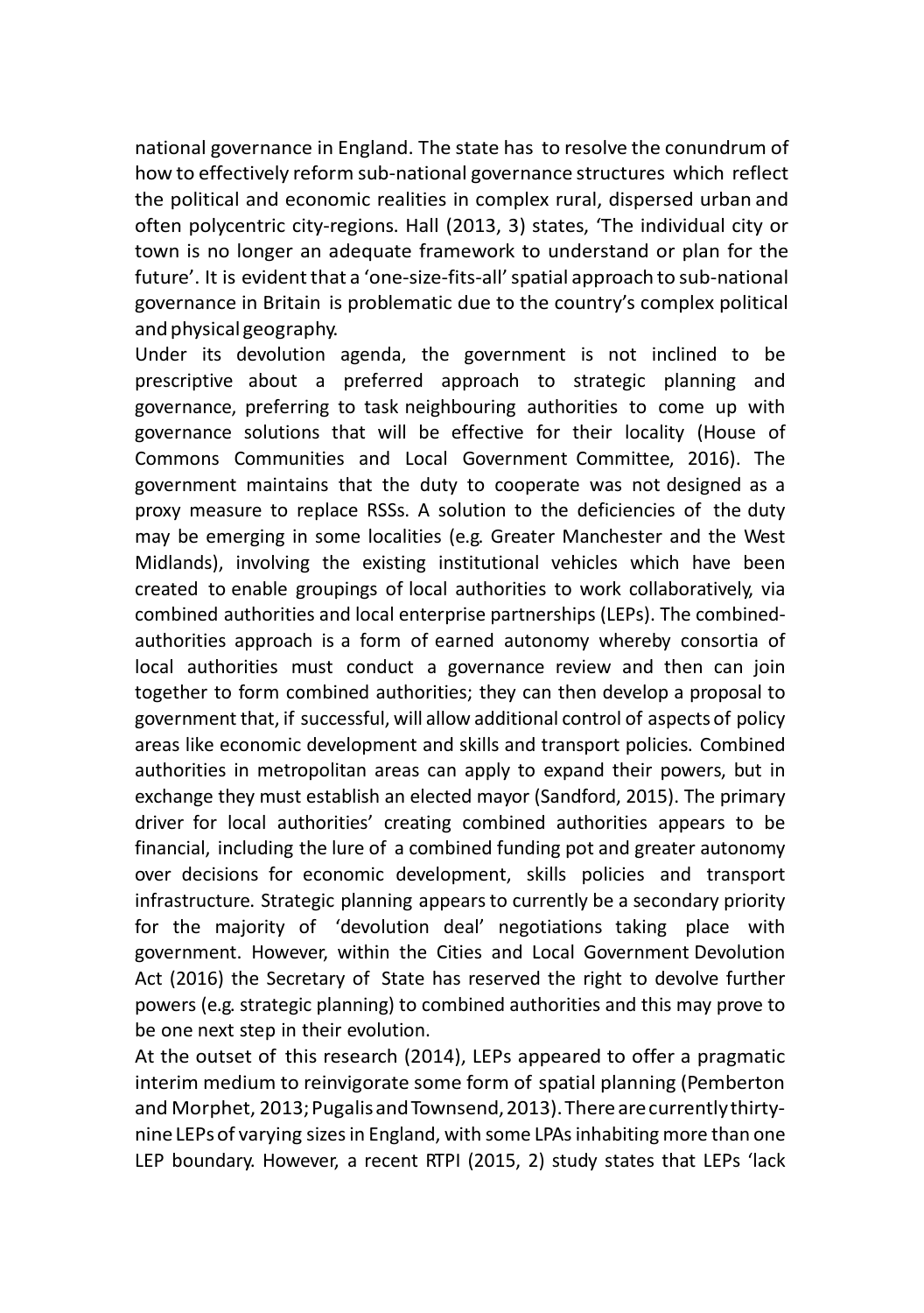national governance in England. The state has to resolve the conundrum of how to effectively reform sub-national governance structures which reflect the political and economic realities in complex rural, dispersed urban and often polycentric city-regions. Hall (2013, 3) states, 'The individual city or town is no longer an adequate framework to understand or plan for the future'. It is evident that a 'one-size-fits-all' spatial approach to sub-national governance in Britain is problematic due to the country's complex political and physical geography.

Under its devolution agenda, the government is not inclined to be prescriptive about a preferred approach to strategic planning and governance, preferring to task neighbouring authorities to come up with governance solutions that will be effective for their locality (House of Commons Communities and Local Government Committee, 2016). The government maintains that the duty to cooperate was not designed as a proxy measure to replace RSSs. A solution to the deficiencies of the duty may be emerging in some localities (e.g. Greater Manchester and the West Midlands), involving the existing institutional vehicles which have been created to enable groupings of local authorities to work collaboratively, via combined authorities and local enterprise partnerships (LEPs). The combined-authorities approach is a form of earned autonomy whereby consortia of local authorities must conduct a governance review and then can join together to form combined authorities; they can then develop a proposal to government that, if successful, will allow additional control of aspects of policy areas like economic development and skills and transport policies. Combined authorities in metropolitan areas can apply to expand their powers, but in exchange they must establish an elected mayor (Sandford, 2015). The primary driver for local authorities' creating combined authorities appears to be financial, including the lure of a combined funding pot and greater autonomy over decisions for economic development, skills policies and transport infrastructure. Strategic planning appears to currently be a secondary priority for the majority of 'devolution deal' negotiations taking place with government. However, within the Cities and Local Government Devolution Act (2016) the Secretary of State has reserved the right to devolve further powers (e.g. strategic planning) to combined authorities and this may prove to be one next step in their evolution.

At the outset of this research (2014), LEPs appeared to offer a pragmatic interim medium to reinvigorate some form of spatial planning (Pemberton and Morphet, 2013; Pugalis and Townsend, 2013). There are currently thirty-nine LEPs of varying sizes in England, with some LPAs inhabiting more than one LEP boundary. However, a recent RTPI (2015, 2) study states that LEPs 'lack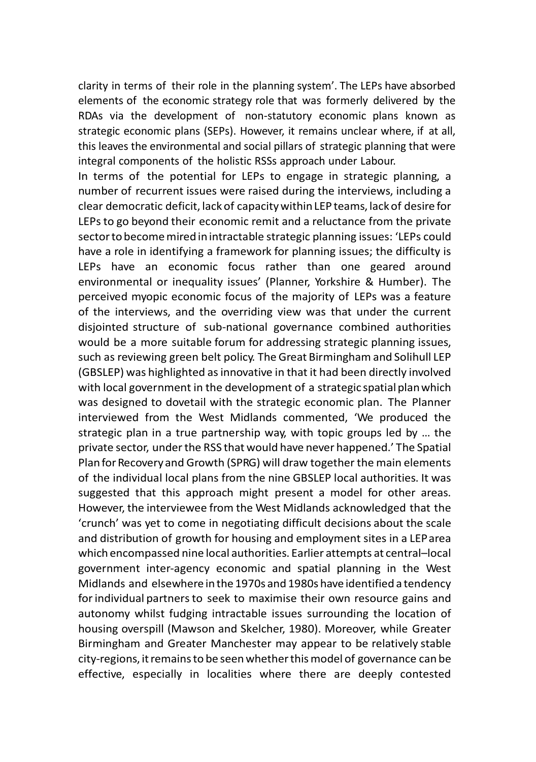clarity in terms of their role in the planning system'. The LEPs have absorbed elements of the economic strategy role that was formerly delivered by the RDAs via the development of non-statutory economic plans known as strategic economic plans (SEPs). However, it remains unclear where, if at all, this leaves the environmental and social pillars of strategic planning that were integral components of the holistic RSSs approach under Labour.

In terms of the potential for LEPs to engage in strategic planning, a number of recurrent issues were raised during the interviews, including a clear democratic deficit, lack of capacity within LEP teams, lack of desire for LEPs to go beyond their economic remit and a reluctance from the private sector to become mired in intractable strategic planning issues: 'LEPs could have a role in identifying a framework for planning issues; the difficulty is LEPs have an economic focus rather than one geared around environmental or inequality issues' (Planner, Yorkshire & Humber). The perceived myopic economic focus of the majority of LEPs was a feature of the interviews, and the overriding view was that under the current disjointed structure of sub-national governance combined authorities would be a more suitable forum for addressing strategic planning issues, such as reviewing green belt policy. The Great Birmingham and Solihull LEP (GBSLEP) was highlighted as innovative in that it had been directly involved with local government in the development of a strategic spatial plan which was designed to dovetail with the strategic economic plan. The Planner interviewed from the West Midlands commented, 'We produced the strategic plan in a true partnership way, with topic groups led by … the private sector, under the RSS that would have never happened.' The Spatial Plan for Recovery and Growth (SPRG) will draw together the main elements of the individual local plans from the nine GBSLEP local authorities. It was suggested that this approach might present a model for other areas. However, the interviewee from the West Midlands acknowledged that the 'crunch' was yet to come in negotiating difficult decisions about the scale and distribution of growth for housing and employment sites in a LEP area which encompassed nine local authorities. Earlier attempts at central–local government inter-agency economic and spatial planning in the West Midlands and elsewhere in the 1970s and 1980s have identified a tendency for individual partners to seek to maximise their own resource gains and autonomy whilst fudging intractable issues surrounding the location of housing overspill (Mawson and Skelcher, 1980). Moreover, while Greater Birmingham and Greater Manchester may appear to be relatively stable city-regions, it remains to be seen whether this model of governance can be effective, especially in localities where there are deeply contested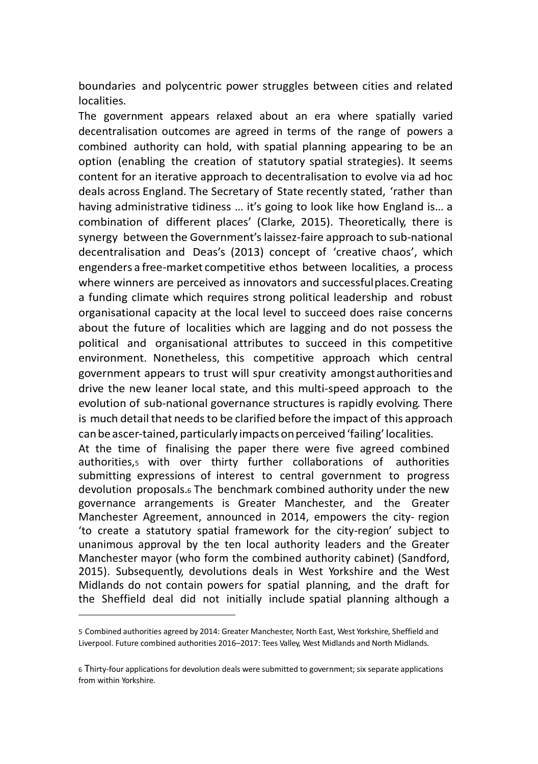boundaries and polycentric power struggles between cities and related localities.

The government appears relaxed about an era where spatially varied decentralisation outcomes are agreed in terms of the range of powers a combined authority can hold, with spatial planning appearing to be an option (enabling the creation of statutory spatial strategies). It seems content for an iterative approach to decentralisation to evolve via ad hoc deals across England. The Secretary of State recently stated, 'rather than having administrative tidiness … it's going to look like how England is… a combination of different places' (Clarke, 2015). Theoretically, there is synergy between the Government's laissez-faire approach to sub-national decentralisation and Deas's (2013) concept of 'creative chaos', which engenders a free-market competitive ethos between localities, a process where winners are perceived as innovators and successful places. Creating a funding climate which requires strong political leadership and robust organisational capacity at the local level to succeed does raise concerns about the future of localities which are lagging and do not possess the political and organisational attributes to succeed in this competitive environment. Nonetheless, this competitive approach which central government appears to trust will spur creativity amongst authorities and drive the new leaner local state, and this multi-speed approach to the evolution of sub-national governance structures is rapidly evolving. There is much detail that needs to be clarified before the impact of this approach can be ascer-tained, particularly impacts on perceived 'failing' localities.

At the time of finalising the paper there were five agreed combined authorities,[5] with over thirty further collaborations of authorities submitting expressions of interest to central government to progress devolution proposals.[6] The benchmark combined authority under the new governance arrangements is Greater Manchester, and the Greater Manchester Agreement, announced in 2014, empowers the city- region 'to create a statutory spatial framework for the city-region' subject to unanimous approval by the ten local authority leaders and the Greater Manchester mayor (who form the combined authority cabinet) (Sandford, 2015). Subsequently, devolutions deals in West Yorkshire and the West Midlands do not contain powers for spatial planning, and the draft for the Sheffield deal did not initially include spatial planning although a

---

[5] Combined authorities agreed by 2014: Greater Manchester, North East, West Yorkshire, Sheffield and Liverpool. Future combined authorities 2016–2017: Tees Valley, West Midlands and North Midlands.

[6] Thirty-four applications for devolution deals were submitted to government; six separate applications from within Yorkshire.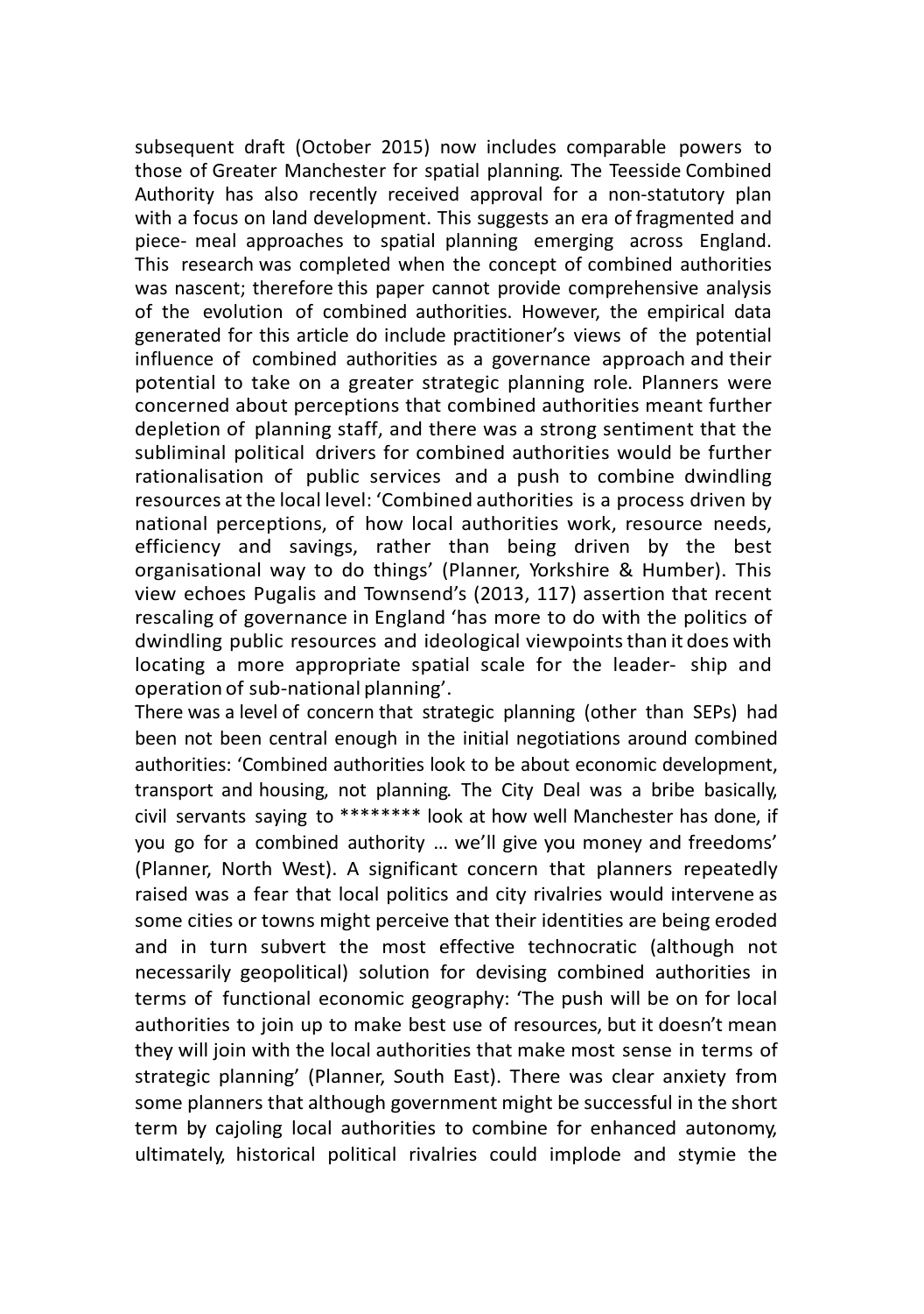subsequent draft (October 2015) now includes comparable powers to those of Greater Manchester for spatial planning. The Teesside Combined Authority has also recently received approval for a non-statutory plan with a focus on land development. This suggests an era of fragmented and piece- meal approaches to spatial planning emerging across England. This research was completed when the concept of combined authorities was nascent; therefore this paper cannot provide comprehensive analysis of the evolution of combined authorities. However, the empirical data generated for this article do include practitioner's views of the potential influence of combined authorities as a governance approach and their potential to take on a greater strategic planning role. Planners were concerned about perceptions that combined authorities meant further depletion of planning staff, and there was a strong sentiment that the subliminal political drivers for combined authorities would be further rationalisation of public services and a push to combine dwindling resources at the local level: 'Combined authorities is a process driven by national perceptions, of how local authorities work, resource needs, efficiency and savings, rather than being driven by the best organisational way to do things' (Planner, Yorkshire & Humber). This view echoes Pugalis and Townsend's (2013, 117) assertion that recent rescaling of governance in England 'has more to do with the politics of dwindling public resources and ideological viewpoints than it does with locating a more appropriate spatial scale for the leader- ship and operation of sub-national planning'.

There was a level of concern that strategic planning (other than SEPs) had been not been central enough in the initial negotiations around combined authorities: 'Combined authorities look to be about economic development, transport and housing, not planning. The City Deal was a bribe basically, civil servants saying to ******** look at how well Manchester has done, if you go for a combined authority … we'll give you money and freedoms' (Planner, North West). A significant concern that planners repeatedly raised was a fear that local politics and city rivalries would intervene as some cities or towns might perceive that their identities are being eroded and in turn subvert the most effective technocratic (although not necessarily geopolitical) solution for devising combined authorities in terms of functional economic geography: 'The push will be on for local authorities to join up to make best use of resources, but it doesn't mean they will join with the local authorities that make most sense in terms of strategic planning' (Planner, South East). There was clear anxiety from some planners that although government might be successful in the short term by cajoling local authorities to combine for enhanced autonomy, ultimately, historical political rivalries could implode and stymie the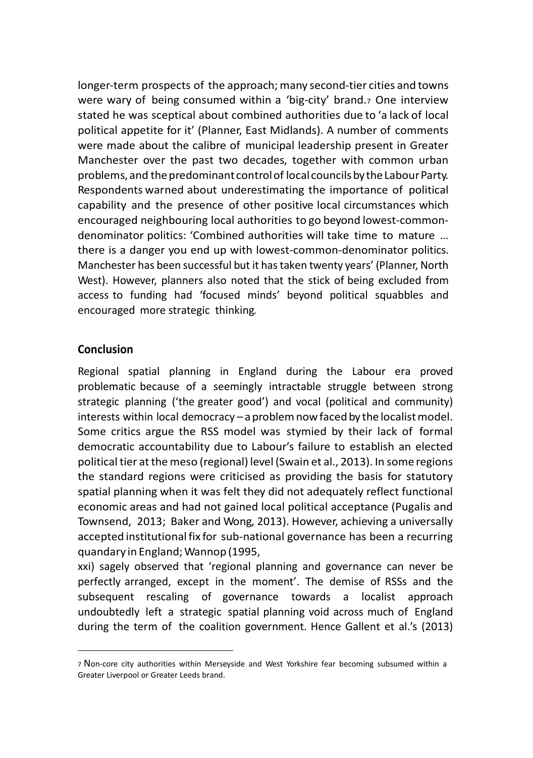longer-term prospects of the approach; many second-tier cities and towns were wary of being consumed within a 'big-city' brand.[7] One interview stated he was sceptical about combined authorities due to 'a lack of local political appetite for it' (Planner, East Midlands). A number of comments were made about the calibre of municipal leadership present in Greater Manchester over the past two decades, together with common urban problems, and the predominant control of local councils by the Labour Party. Respondents warned about underestimating the importance of political capability and the presence of other positive local circumstances which encouraged neighbouring local authorities to go beyond lowest-common-denominator politics: 'Combined authorities will take time to mature … there is a danger you end up with lowest-common-denominator politics. Manchester has been successful but it has taken twenty years' (Planner, North West). However, planners also noted that the stick of being excluded from access to funding had 'focused minds' beyond political squabbles and encouraged more strategic thinking.

## Conclusion

Regional spatial planning in England during the Labour era proved problematic because of a seemingly intractable struggle between strong strategic planning ('the greater good') and vocal (political and community) interests within local democracy – a problem now faced by the localist model. Some critics argue the RSS model was stymied by their lack of formal democratic accountability due to Labour's failure to establish an elected political tier at the meso (regional) level (Swain et al., 2013). In some regions the standard regions were criticised as providing the basis for statutory spatial planning when it was felt they did not adequately reflect functional economic areas and had not gained local political acceptance (Pugalis and Townsend, 2013; Baker and Wong, 2013). However, achieving a universally accepted institutional fix for sub-national governance has been a recurring quandary in England; Wannop (1995, xxi) sagely observed that 'regional planning and governance can never be perfectly arranged, except in the moment'. The demise of RSSs and the subsequent rescaling of governance towards a localist approach undoubtedly left a strategic spatial planning void across much of England during the term of the coalition government. Hence Gallent et al.'s (2013)

[7] Non-core city authorities within Merseyside and West Yorkshire fear becoming subsumed within a Greater Liverpool or Greater Leeds brand.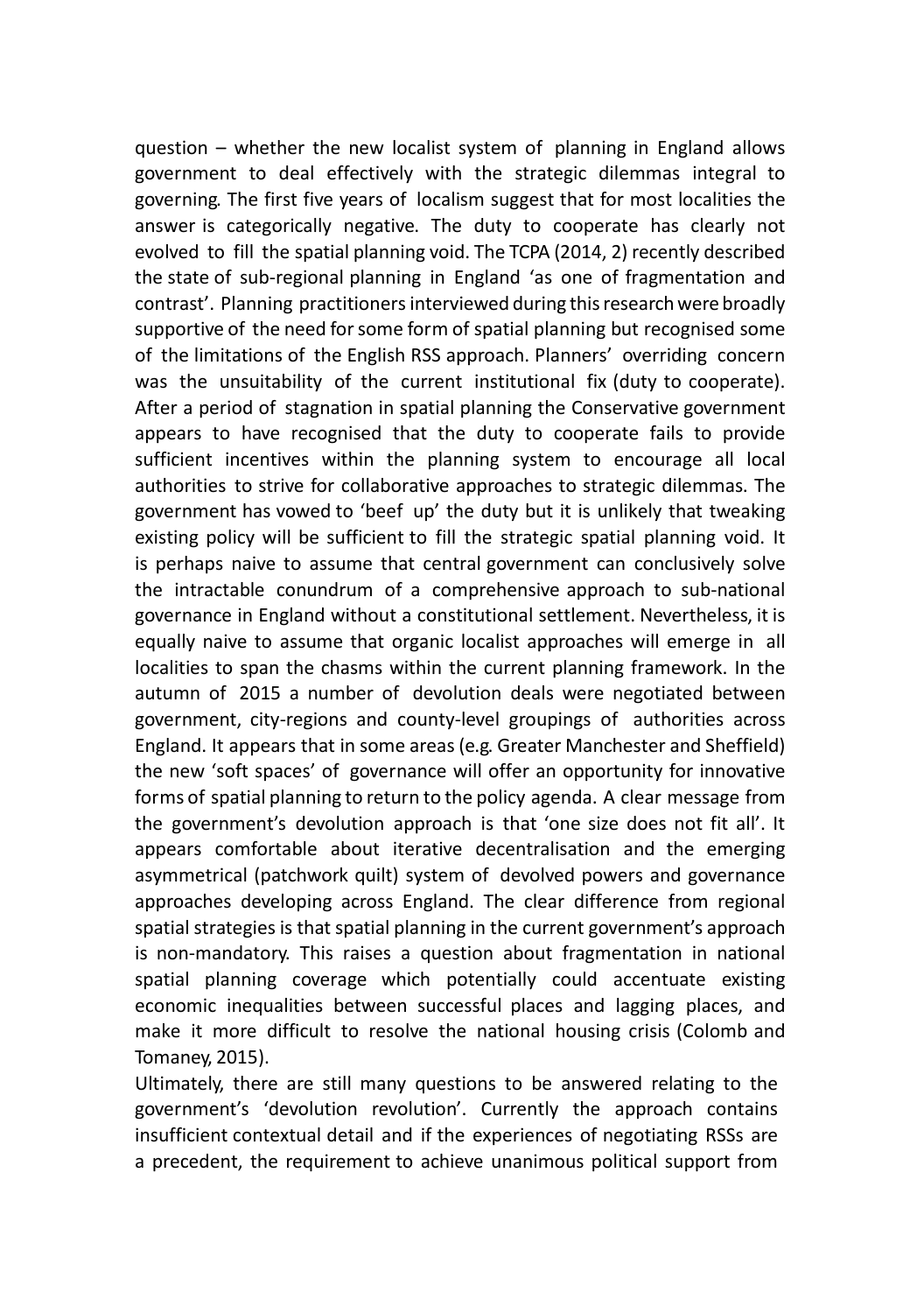question – whether the new localist system of planning in England allows government to deal effectively with the strategic dilemmas integral to governing. The first five years of localism suggest that for most localities the answer is categorically negative. The duty to cooperate has clearly not evolved to fill the spatial planning void. The TCPA (2014, 2) recently described the state of sub-regional planning in England 'as one of fragmentation and contrast'. Planning practitioners interviewed during this research were broadly supportive of the need for some form of spatial planning but recognised some of the limitations of the English RSS approach. Planners' overriding concern was the unsuitability of the current institutional fix (duty to cooperate). After a period of stagnation in spatial planning the Conservative government appears to have recognised that the duty to cooperate fails to provide sufficient incentives within the planning system to encourage all local authorities to strive for collaborative approaches to strategic dilemmas. The government has vowed to 'beef up' the duty but it is unlikely that tweaking existing policy will be sufficient to fill the strategic spatial planning void. It is perhaps naive to assume that central government can conclusively solve the intractable conundrum of a comprehensive approach to sub-national governance in England without a constitutional settlement. Nevertheless, it is equally naive to assume that organic localist approaches will emerge in all localities to span the chasms within the current planning framework. In the autumn of 2015 a number of devolution deals were negotiated between government, city-regions and county-level groupings of authorities across England. It appears that in some areas (e.g. Greater Manchester and Sheffield) the new 'soft spaces' of governance will offer an opportunity for innovative forms of spatial planning to return to the policy agenda. A clear message from the government's devolution approach is that 'one size does not fit all'. It appears comfortable about iterative decentralisation and the emerging asymmetrical (patchwork quilt) system of devolved powers and governance approaches developing across England. The clear difference from regional spatial strategies is that spatial planning in the current government's approach is non-mandatory. This raises a question about fragmentation in national spatial planning coverage which potentially could accentuate existing economic inequalities between successful places and lagging places, and make it more difficult to resolve the national housing crisis (Colomb and Tomaney, 2015).

Ultimately, there are still many questions to be answered relating to the government's 'devolution revolution'. Currently the approach contains insufficient contextual detail and if the experiences of negotiating RSSs are a precedent, the requirement to achieve unanimous political support from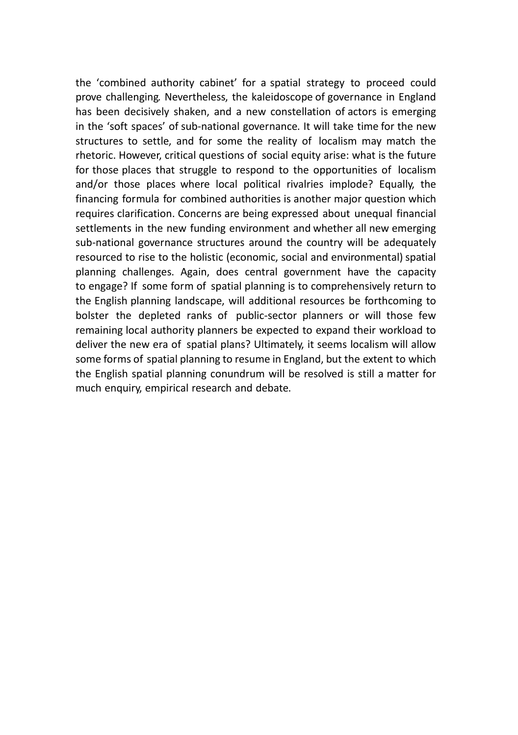the 'combined authority cabinet' for a spatial strategy to proceed could prove challenging. Nevertheless, the kaleidoscope of governance in England has been decisively shaken, and a new constellation of actors is emerging in the 'soft spaces' of sub-national governance. It will take time for the new structures to settle, and for some the reality of localism may match the rhetoric. However, critical questions of social equity arise: what is the future for those places that struggle to respond to the opportunities of localism and/or those places where local political rivalries implode? Equally, the financing formula for combined authorities is another major question which requires clarification. Concerns are being expressed about unequal financial settlements in the new funding environment and whether all new emerging sub-national governance structures around the country will be adequately resourced to rise to the holistic (economic, social and environmental) spatial planning challenges. Again, does central government have the capacity to engage? If some form of spatial planning is to comprehensively return to the English planning landscape, will additional resources be forthcoming to bolster the depleted ranks of public-sector planners or will those few remaining local authority planners be expected to expand their workload to deliver the new era of spatial plans? Ultimately, it seems localism will allow some forms of spatial planning to resume in England, but the extent to which the English spatial planning conundrum will be resolved is still a matter for much enquiry, empirical research and debate.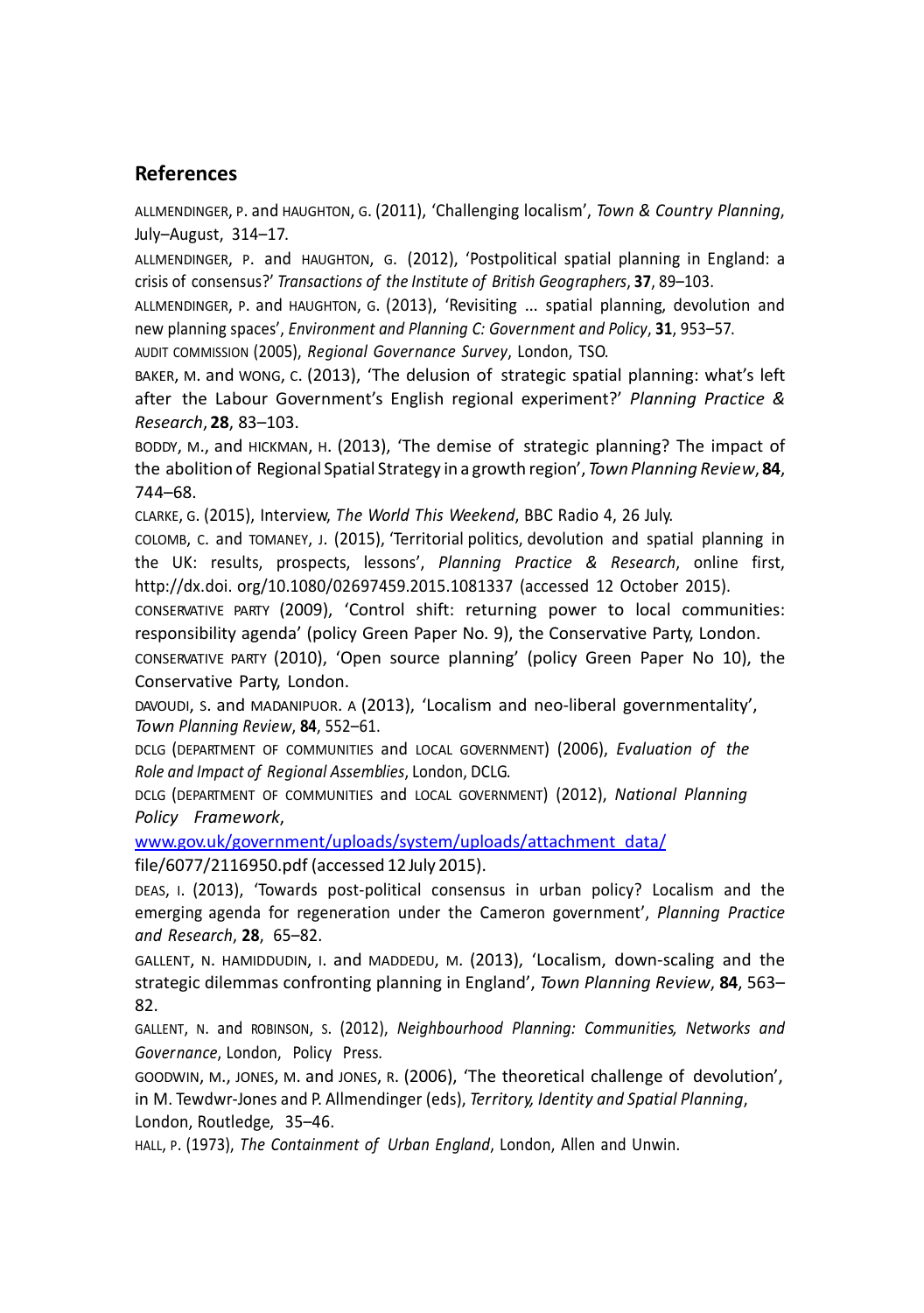## References

ALLMENDINGER, P. and HAUGHTON, G. (2011), 'Challenging localism', *Town & Country Planning*, July–August, 314–17.

ALLMENDINGER, P. and HAUGHTON, G. (2012), 'Postpolitical spatial planning in England: a crisis of consensus?' *Transactions of the Institute of British Geographers*, **37**, 89–103.

ALLMENDINGER, P. and HAUGHTON, G. (2013), 'Revisiting ... spatial planning, devolution and new planning spaces', *Environment and Planning C: Government and Policy*, **31**, 953–57.

AUDIT COMMISSION (2005), *Regional Governance Survey*, London, TSO.

BAKER, M. and WONG, C. (2013), 'The delusion of strategic spatial planning: what's left after the Labour Government's English regional experiment?' *Planning Practice & Research*, **28**, 83–103.

BODDY, M., and HICKMAN, H. (2013), 'The demise of strategic planning? The impact of the abolition of Regional Spatial Strategy in a growth region', *Town Planning Review*, **84**, 744–68.

CLARKE, G. (2015), Interview, *The World This Weekend*, BBC Radio 4, 26 July.

COLOMB, C. and TOMANEY, J. (2015), 'Territorial politics, devolution and spatial planning in the UK: results, prospects, lessons', *Planning Practice & Research*, online first, http://dx.doi. org/10.1080/02697459.2015.1081337 (accessed 12 October 2015).

CONSERVATIVE PARTY (2009), 'Control shift: returning power to local communities: responsibility agenda' (policy Green Paper No. 9), the Conservative Party, London.

CONSERVATIVE PARTY (2010), 'Open source planning' (policy Green Paper No 10), the Conservative Party, London.

DAVOUDI, S. and MADANIPUOR. A (2013), 'Localism and neo-liberal governmentality', *Town Planning Review*, **84**, 552–61.

DCLG (DEPARTMENT OF COMMUNITIES and LOCAL GOVERNMENT) (2006), *Evaluation of the Role and Impact of Regional Assemblies*, London, DCLG.

DCLG (DEPARTMENT OF COMMUNITIES and LOCAL GOVERNMENT) (2012), *National Planning Policy Framework*, [www.gov.uk/government/uploads/system/uploads/attachment_data/](www.gov.uk/government/uploads/system/uploads/attachment_data/) file/6077/2116950.pdf (accessed 12 July 2015).

DEAS, I. (2013), 'Towards post-political consensus in urban policy? Localism and the emerging agenda for regeneration under the Cameron government', *Planning Practice and Research*, **28**, 65–82.

GALLENT, N. HAMIDDUDIN, I. and MADDEDU, M. (2013), 'Localism, down-scaling and the strategic dilemmas confronting planning in England', *Town Planning Review*, **84**, 563–82.

GALLENT, N. and ROBINSON, S. (2012), *Neighbourhood Planning: Communities, Networks and Governance*, London, Policy Press.

GOODWIN, M., JONES, M. and JONES, R. (2006), 'The theoretical challenge of devolution', in M. Tewdwr-Jones and P. Allmendinger (eds), *Territory, Identity and Spatial Planning*, London, Routledge, 35–46.

HALL, P. (1973), *The Containment of Urban England*, London, Allen and Unwin.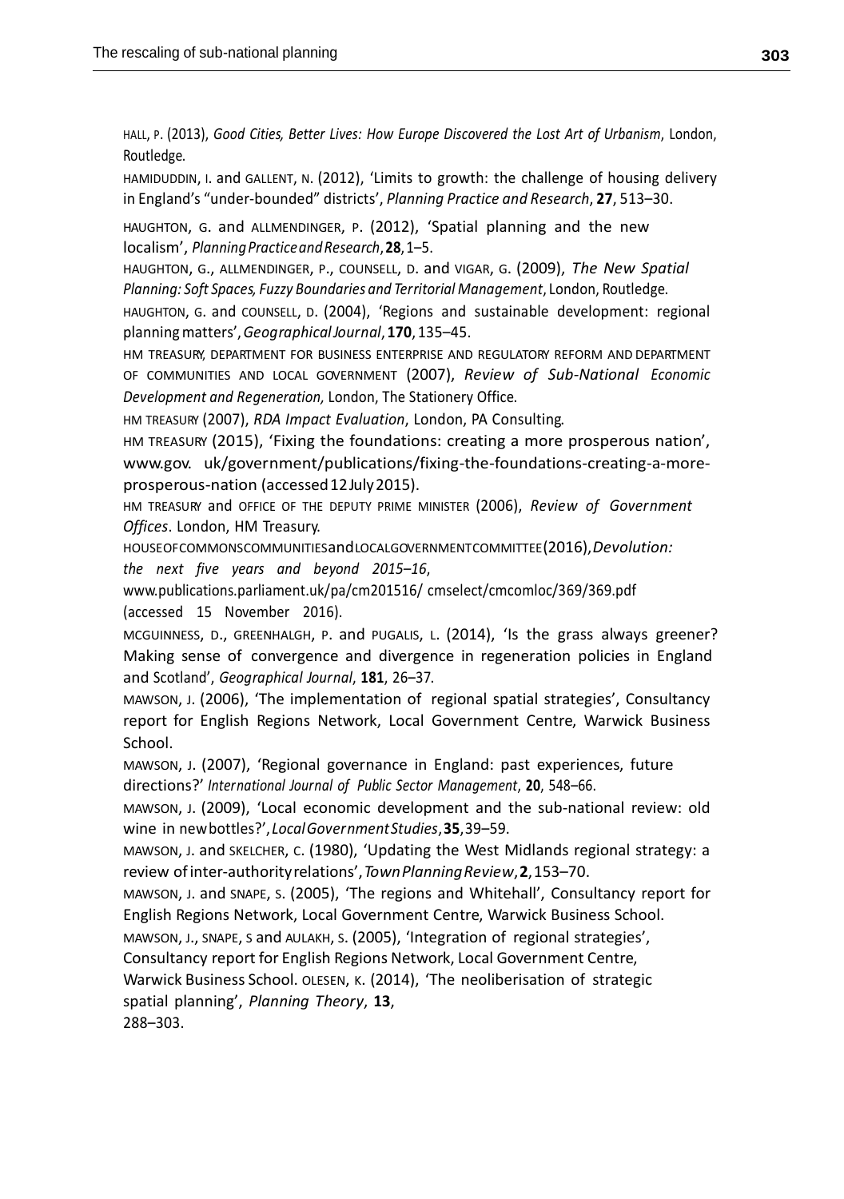HALL, P. (2013), *Good Cities, Better Lives: How Europe Discovered the Lost Art of Urbanism*, London, Routledge.

HAMIDUDDIN, I. and GALLENT, N. (2012), 'Limits to growth: the challenge of housing delivery in England's "under-bounded" districts', *Planning Practice and Research*, **27**, 513–30.

HAUGHTON, G. and ALLMENDINGER, P. (2012), 'Spatial planning and the new localism', *Planning Practice and Research*, **28**, 1–5.

HAUGHTON, G., ALLMENDINGER, P., COUNSELL, D. and VIGAR, G. (2009), *The New Spatial Planning: Soft Spaces, Fuzzy Boundaries and Territorial Management*, London, Routledge.

HAUGHTON, G. and COUNSELL, D. (2004), 'Regions and sustainable development: regional planning matters', *Geographical Journal*, **170**, 135–45.

HM TREASURY, DEPARTMENT FOR BUSINESS ENTERPRISE AND REGULATORY REFORM AND DEPARTMENT OF COMMUNITIES AND LOCAL GOVERNMENT (2007), *Review of Sub-National Economic Development and Regeneration,* London, The Stationery Office.

HM TREASURY (2007), *RDA Impact Evaluation*, London, PA Consulting.

HM TREASURY (2015), 'Fixing the foundations: creating a more prosperous nation', www.gov. uk/government/publications/fixing-the-foundations-creating-a-more-prosperous-nation (accessed 12 July 2015).

HM TREASURY and OFFICE OF THE DEPUTY PRIME MINISTER (2006), *Review of Government Offices*. London, HM Treasury.

HOUSE OF COMMONS COMMUNITIES and LOCAL GOVERNMENT COMMITTEE (2016), *Devolution: the next five years and beyond 2015–16*, www.publications.parliament.uk/pa/cm201516/ cmselect/cmcomloc/369/369.pdf (accessed 15 November 2016).

MCGUINNESS, D., GREENHALGH, P. and PUGALIS, L. (2014), 'Is the grass always greener? Making sense of convergence and divergence in regeneration policies in England and Scotland', *Geographical Journal*, **181**, 26–37.

MAWSON, J. (2006), 'The implementation of regional spatial strategies', Consultancy report for English Regions Network, Local Government Centre, Warwick Business School.

MAWSON, J. (2007), 'Regional governance in England: past experiences, future directions?' *International Journal of Public Sector Management*, **20**, 548–66.

MAWSON, J. (2009), 'Local economic development and the sub-national review: old wine in new bottles?', *Local Government Studies*, **35**, 39–59.

MAWSON, J. and SKELCHER, C. (1980), 'Updating the West Midlands regional strategy: a review of inter-authority relations', *Town Planning Review*, **2**, 153–70.

MAWSON, J. and SNAPE, S. (2005), 'The regions and Whitehall', Consultancy report for English Regions Network, Local Government Centre, Warwick Business School.

MAWSON, J., SNAPE, S and AULAKH, S. (2005), 'Integration of regional strategies', Consultancy report for English Regions Network, Local Government Centre, Warwick Business School.

OLESEN, K. (2014), 'The neoliberisation of strategic spatial planning', *Planning Theory*, **13**, 288–303.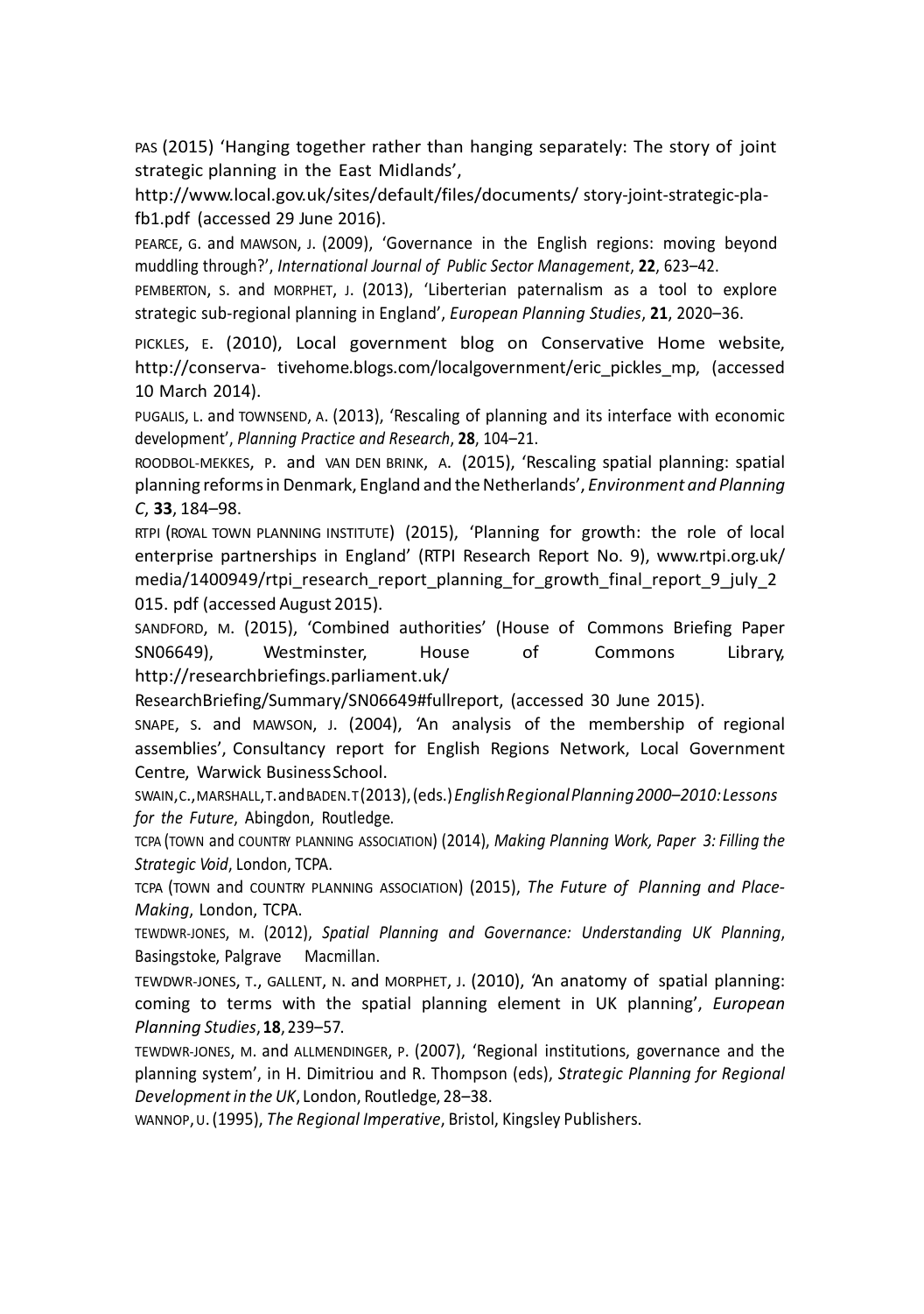PAS (2015) 'Hanging together rather than hanging separately: The story of joint strategic planning in the East Midlands', http://www.local.gov.uk/sites/default/files/documents/ story-joint-strategic-pla-fb1.pdf (accessed 29 June 2016).

PEARCE, G. and MAWSON, J. (2009), 'Governance in the English regions: moving beyond muddling through?', *International Journal of Public Sector Management*, **22**, 623–42.

PEMBERTON, S. and MORPHET, J. (2013), 'Liberterian paternalism as a tool to explore strategic sub-regional planning in England', *European Planning Studies*, **21**, 2020–36.

PICKLES, E. (2010), Local government blog on Conservative Home website, http://conserva- tivehome.blogs.com/localgovernment/eric_pickles_mp, (accessed 10 March 2014).

PUGALIS, L. and TOWNSEND, A. (2013), 'Rescaling of planning and its interface with economic development', *Planning Practice and Research*, **28**, 104–21.

ROODBOL-MEKKES, P. and VAN DEN BRINK, A. (2015), 'Rescaling spatial planning: spatial planning reforms in Denmark, England and the Netherlands', *Environment and Planning C*, **33**, 184–98.

RTPI (ROYAL TOWN PLANNING INSTITUTE) (2015), 'Planning for growth: the role of local enterprise partnerships in England' (RTPI Research Report No. 9), www.rtpi.org.uk/ media/1400949/rtpi_research_report_planning_for_growth_final_report_9_july_2015. pdf (accessed August 2015).

SANDFORD, M. (2015), 'Combined authorities' (House of Commons Briefing Paper SN06649), Westminster, House of Commons Library, http://researchbriefings.parliament.uk/ ResearchBriefing/Summary/SN06649#fullreport, (accessed 30 June 2015).

SNAPE, S. and MAWSON, J. (2004), 'An analysis of the membership of regional assemblies', Consultancy report for English Regions Network, Local Government Centre, Warwick Business School.

SWAIN, C., MARSHALL, T. and BADEN. T (2013), (eds.) *English Regional Planning 2000–2010: Lessons for the Future*, Abingdon, Routledge.

TCPA (TOWN and COUNTRY PLANNING ASSOCIATION) (2014), *Making Planning Work, Paper 3: Filling the Strategic Void*, London, TCPA.

TCPA (TOWN and COUNTRY PLANNING ASSOCIATION) (2015), *The Future of Planning and Place-Making*, London, TCPA.

TEWDWR-JONES, M. (2012), *Spatial Planning and Governance: Understanding UK Planning*, Basingstoke, Palgrave Macmillan.

TEWDWR-JONES, T., GALLENT, N. and MORPHET, J. (2010), 'An anatomy of spatial planning: coming to terms with the spatial planning element in UK planning', *European Planning Studies*, **18**, 239–57.

TEWDWR-JONES, M. and ALLMENDINGER, P. (2007), 'Regional institutions, governance and the planning system', in H. Dimitriou and R. Thompson (eds), *Strategic Planning for Regional Development in the UK*, London, Routledge, 28–38.

WANNOP, U. (1995), *The Regional Imperative*, Bristol, Kingsley Publishers.